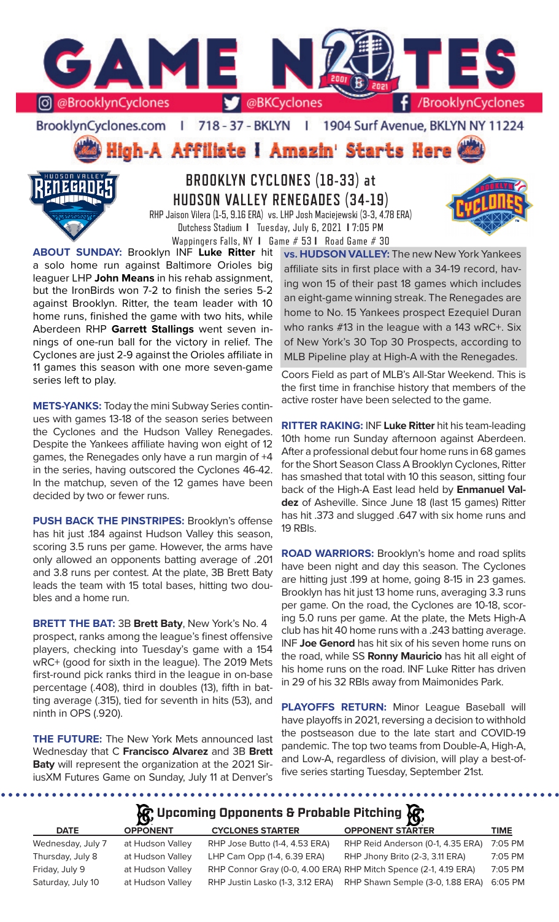# GAME NOTES

@BrooklynCyclones | @BKCyclones | /BrooklynCyclones

BrooklynCyclones.com | 718-37-BKLYN | 1904 Surf Avenue, BKLYN NY 11224

**High-A Affiliate I Amazin' Starts Here**

## BROOKLYN CYCLONES (18-33) at HUDSON VALLEY RENEGADES (34-19)

RHP Jaison Vilera (1-5, 9.16 ERA) vs. LHP Josh Maciejewski (3-3, 4.78 ERA)
Dutchess Stadium I Tuesday, July 6, 2021 I 7:05 PM
Wappingers Falls, NY I Game # 53 I Road Game # 30

**ABOUT SUNDAY:** Brooklyn INF **Luke Ritter** hit a solo home run against Baltimore Orioles big leaguer LHP **John Means** in his rehab assignment, but the IronBirds won 7-2 to finish the series 5-2 against Brooklyn. Ritter, the team leader with 10 home runs, finished the game with two hits, while Aberdeen RHP **Garrett Stallings** went seven innings of one-run ball for the victory in relief. The Cyclones are just 2-9 against the Orioles affiliate in 11 games this season with one more seven-game series left to play.

**METS-YANKS:** Today the mini Subway Series continues with games 13-18 of the season series between the Cyclones and the Hudson Valley Renegades. Despite the Yankees affiliate having won eight of 12 games, the Renegades only have a run margin of +4 in the series, having outscored the Cyclones 46-42. In the matchup, seven of the 12 games have been decided by two or fewer runs.

**PUSH BACK THE PINSTRIPES:** Brooklyn's offense has hit just .184 against Hudson Valley this season, scoring 3.5 runs per game. However, the arms have only allowed an opponents batting average of .201 and 3.8 runs per contest. At the plate, 3B Brett Baty leads the team with 15 total bases, hitting two doubles and a home run.

**BRETT THE BAT:** 3B **Brett Baty**, New York's No. 4 prospect, ranks among the league's finest offensive players, checking into Tuesday's game with a 154 wRC+ (good for sixth in the league). The 2019 Mets first-round pick ranks third in the league in on-base percentage (.408), third in doubles (13), fifth in batting average (.315), tied for seventh in hits (53), and ninth in OPS (.920).

**THE FUTURE:** The New York Mets announced last Wednesday that C **Francisco Alvarez** and 3B **Brett Baty** will represent the organization at the 2021 SiriusXM Futures Game on Sunday, July 11 at Denver's Coors Field as part of MLB's All-Star Weekend. This is the first time in franchise history that members of the active roster have been selected to the game.

**vs. HUDSON VALLEY:** The new New York Yankees affiliate sits in first place with a 34-19 record, having won 15 of their past 18 games which includes an eight-game winning streak. The Renegades are home to No. 15 Yankees prospect Ezequiel Duran who ranks #13 in the league with a 143 wRC+. Six of New York's 30 Top 30 Prospects, according to MLB Pipeline play at High-A with the Renegades.

**RITTER RAKING:** INF **Luke Ritter** hit his team-leading 10th home run Sunday afternoon against Aberdeen. After a professional debut four home runs in 68 games for the Short Season Class A Brooklyn Cyclones, Ritter has smashed that total with 10 this season, sitting four back of the High-A East lead held by **Enmanuel Valdez** of Asheville. Since June 18 (last 15 games) Ritter has hit .373 and slugged .647 with six home runs and 19 RBIs.

**ROAD WARRIORS:** Brooklyn's home and road splits have been night and day this season. The Cyclones are hitting just .199 at home, going 8-15 in 23 games. Brooklyn has hit just 13 home runs, averaging 3.3 runs per game. On the road, the Cyclones are 10-18, scoring 5.0 runs per game. At the plate, the Mets High-A club has hit 40 home runs with a .243 batting average. INF **Joe Genord** has hit six of his seven home runs on the road, while SS **Ronny Mauricio** has hit all eight of his home runs on the road. INF Luke Ritter has driven in 29 of his 32 RBIs away from Maimonides Park.

**PLAYOFFS RETURN:** Minor League Baseball will have playoffs in 2021, reversing a decision to withhold the postseason due to the late start and COVID-19 pandemic. The top two teams from Double-A, High-A, and Low-A, regardless of division, will play a best-of-five series starting Tuesday, September 21st.

### Upcoming Opponents & Probable Pitching

| DATE | OPPONENT | CYCLONES STARTER | OPPONENT STARTER | TIME |
|---|---|---|---|---|
| Wednesday, July 7 | at Hudson Valley | RHP Jose Butto (1-4, 4.53 ERA) | RHP Reid Anderson (0-1, 4.35 ERA) | 7:05 PM |
| Thursday, July 8 | at Hudson Valley | LHP Cam Opp (1-4, 6.39 ERA) | RHP Jhony Brito (2-3, 3.11 ERA) | 7:05 PM |
| Friday, July 9 | at Hudson Valley | RHP Connor Gray (0-0, 4.00 ERA) | RHP Mitch Spence (2-1, 4.19 ERA) | 7:05 PM |
| Saturday, July 10 | at Hudson Valley | RHP Justin Lasko (1-3, 3.12 ERA) | RHP Shawn Semple (3-0, 1.88 ERA) | 6:05 PM |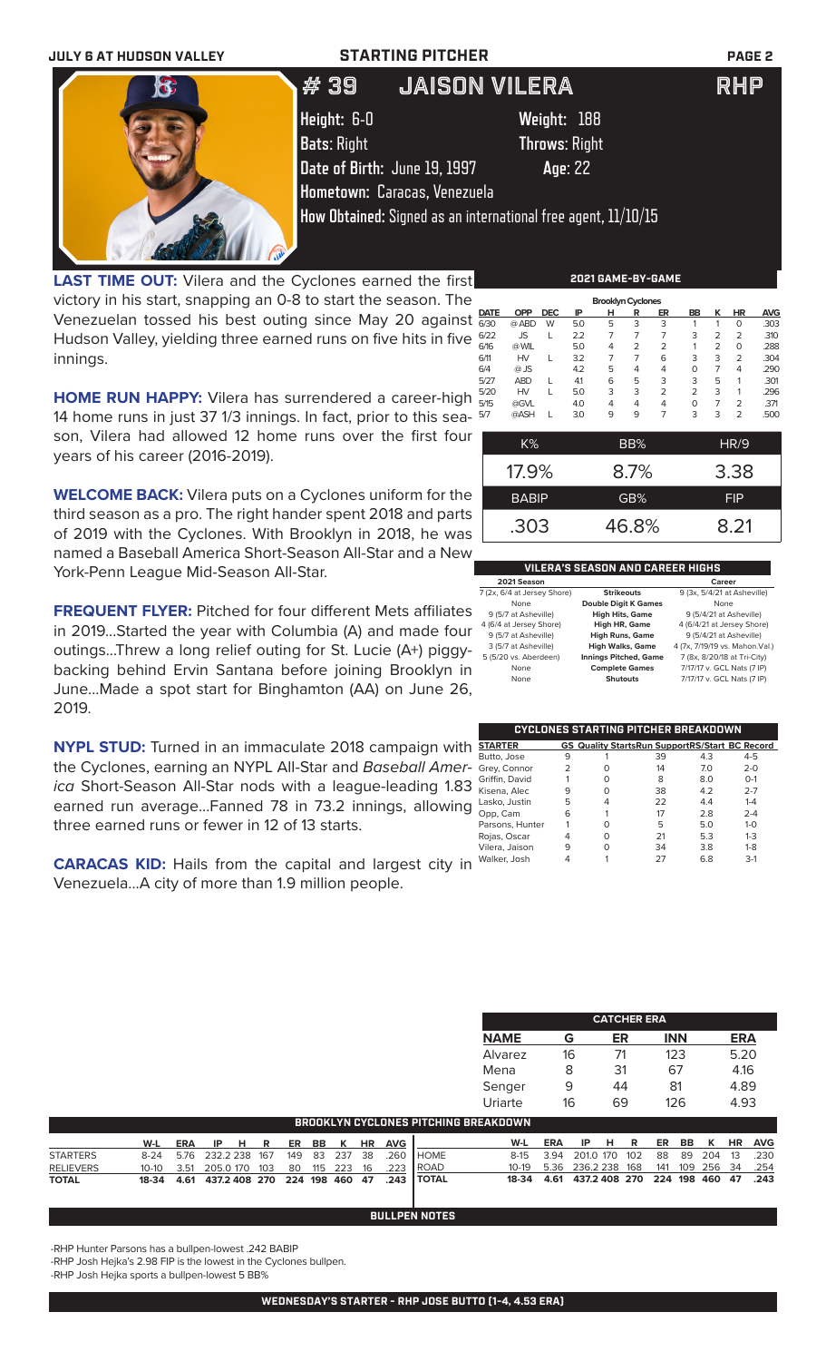**JULY 6 AT HUDSON VALLEY** — **STARTING PITCHER**

# # 39 JAISON VILERA — RHP

**Height:** 6-0 **Weight:** 188
**Bats:** Right **Throws:** Right
**Date of Birth:** June 19, 1997 **Age:** 22
**Hometown:** Caracas, Venezuela
**How Obtained:** Signed as an international free agent, 11/10/15

**LAST TIME OUT:** Vilera and the Cyclones earned the first victory in his start, snapping an 0-8 to start the season. The Venezuelan tossed his best outing since May 20 against Hudson Valley, yielding three earned runs on five hits in five innings.

**HOME RUN HAPPY:** Vilera has surrendered a career-high 14 home runs in just 37 1/3 innings. In fact, prior to this season, Vilera had allowed 12 home runs over the first four years of his career (2016-2019).

**WELCOME BACK:** Vilera puts on a Cyclones uniform for the third season as a pro. The right hander spent 2018 and parts of 2019 with the Cyclones. With Brooklyn in 2018, he was named a Baseball America Short-Season All-Star and a New York-Penn League Mid-Season All-Star.

**FREQUENT FLYER:** Pitched for four different Mets affiliates in 2019...Started the year with Columbia (A) and made four outings...Threw a long relief outing for St. Lucie (A+) piggy-backing behind Ervin Santana before joining Brooklyn in June...Made a spot start for Binghamton (AA) on June 26, 2019.

**NYPL STUD:** Turned in an immaculate 2018 campaign with the Cyclones, earning an NYPL All-Star and *Baseball America* Short-Season All-Star nods with a league-leading 1.83 earned run average...Fanned 78 in 73.2 innings, allowing three earned runs or fewer in 12 of 13 starts.

**CARACAS KID:** Hails from the capital and largest city in Venezuela...A city of more than 1.9 million people.

## 2021 GAME-BY-GAME

Brooklyn Cyclones

| DATE | OPP | DEC | IP | H | R | ER | BB | K | HR | AVG |
|---|---|---|---|---|---|---|---|---|---|---|
| 6/30 | @ABD | W | 5.0 | 5 | 3 | 3 | 1 | 1 | 0 | .303 |
| 6/22 | JS | L | 2.2 | 7 | 7 | 7 | 3 | 2 | 2 | .310 |
| 6/16 | @WIL | | 5.0 | 4 | 2 | 2 | 1 | 2 | 0 | .288 |
| 6/11 | HV | L | 3.2 | 7 | 7 | 6 | 3 | 3 | 2 | .304 |
| 6/4 | @JS | | 4.2 | 5 | 4 | 4 | 0 | 7 | 4 | .290 |
| 5/27 | ABD | L | 4.1 | 6 | 5 | 3 | 3 | 5 | 1 | .301 |
| 5/20 | HV | L | 5.0 | 3 | 3 | 2 | 2 | 3 | 1 | .296 |
| 5/15 | @GVL | | 4.0 | 4 | 4 | 4 | 0 | 7 | 2 | .371 |
| 5/7 | @ASH | L | 3.0 | 9 | 9 | 7 | 3 | 3 | 2 | .500 |

| K% | BB% | HR/9 |
|---|---|---|
| 17.9% | 8.7% | 3.38 |

| BABIP | GB% | FIP |
|---|---|---|
| .303 | 46.8% | 8.21 |

## VILERA'S SEASON AND CAREER HIGHS

| 2021 Season | | Career |
|---|---|---|
| 7 (2x, 6/4 at Jersey Shore) | Strikeouts | 9 (3x, 5/4/21 at Asheville) |
| None | Double Digit K Games | None |
| 9 (5/7 at Asheville) | High Hits, Game | 9 (5/4/21 at Asheville) |
| 4 (6/4 at Jersey Shore) | High HR, Game | 4 (6/4/21 at Jersey Shore) |
| 9 (5/7 at Asheville) | High Runs, Game | 9 (5/4/21 at Asheville) |
| 3 (5/7 at Asheville) | High Walks, Game | 4 (7x, 7/19/19 vs. Mahon.Val.) |
| 5 (5/20 vs. Aberdeen) | Innings Pitched, Game | 7 (8x, 8/20/18 at Tri-City) |
| None | Complete Games | 7/17/17 v. GCL Nats (7 IP) |
| None | Shutouts | 7/17/17 v. GCL Nats (7 IP) |

## CYCLONES STARTING PITCHER BREAKDOWN

| STARTER | GS | Quality Starts | Run Support | RS/Start | BC Record |
|---|---|---|---|---|---|
| Butto, Jose | 9 | 1 | 39 | 4.3 | 4-5 |
| Grey, Connor | 2 | 0 | 14 | 7.0 | 2-0 |
| Griffin, David | 1 | 0 | 8 | 8.0 | 0-1 |
| Kisena, Alec | 9 | 0 | 38 | 4.2 | 2-7 |
| Lasko, Justin | 5 | 4 | 22 | 4.4 | 1-4 |
| Opp, Cam | 6 | 1 | 17 | 2.8 | 2-4 |
| Parsons, Hunter | 1 | 0 | 5 | 5.0 | 1-0 |
| Rojas, Oscar | 4 | 0 | 21 | 5.3 | 1-3 |
| Vilera, Jaison | 9 | 0 | 34 | 3.8 | 1-8 |
| Walker, Josh | 4 | 1 | 27 | 6.8 | 3-1 |

## CATCHER ERA

| NAME | G | ER | INN | ERA |
|---|---|---|---|---|
| Alvarez | 16 | 71 | 123 | 5.20 |
| Mena | 8 | 31 | 67 | 4.16 |
| Senger | 9 | 44 | 81 | 4.89 |
| Uriarte | 16 | 69 | 126 | 4.93 |

## BROOKLYN CYCLONES PITCHING BREAKDOWN

| | W-L | ERA | IP | H | R | ER | BB | K | HR | AVG |
|---|---|---|---|---|---|---|---|---|---|---|
| STARTERS | 8-24 | 5.76 | 232.2 | 238 | 167 | 149 | 83 | 237 | 38 | .260 |
| RELIEVERS | 10-10 | 3.51 | 205.0 | 170 | 103 | 80 | 115 | 223 | 16 | .223 |
| TOTAL | 18-34 | 4.61 | 437.2 | 408 | 270 | 224 | 198 | 460 | 47 | .243 |

| | W-L | ERA | IP | H | R | ER | BB | K | HR | AVG |
|---|---|---|---|---|---|---|---|---|---|---|
| HOME | 8-15 | 3.94 | 201.0 | 170 | 102 | 88 | 89 | 204 | 13 | .230 |
| ROAD | 10-19 | 5.36 | 236.2 | 238 | 168 | 141 | 109 | 256 | 34 | .254 |
| TOTAL | 18-34 | 4.61 | 437.2 | 408 | 270 | 224 | 198 | 460 | 47 | .243 |

## BULLPEN NOTES

-RHP Hunter Parsons has a bullpen-lowest .242 BABIP
-RHP Josh Hejka's 2.98 FIP is the lowest in the Cyclones bullpen.
-RHP Josh Hejka sports a bullpen-lowest 5 BB%

**WEDNESDAY'S STARTER - RHP JOSE BUTTO (1-4, 4.53 ERA)**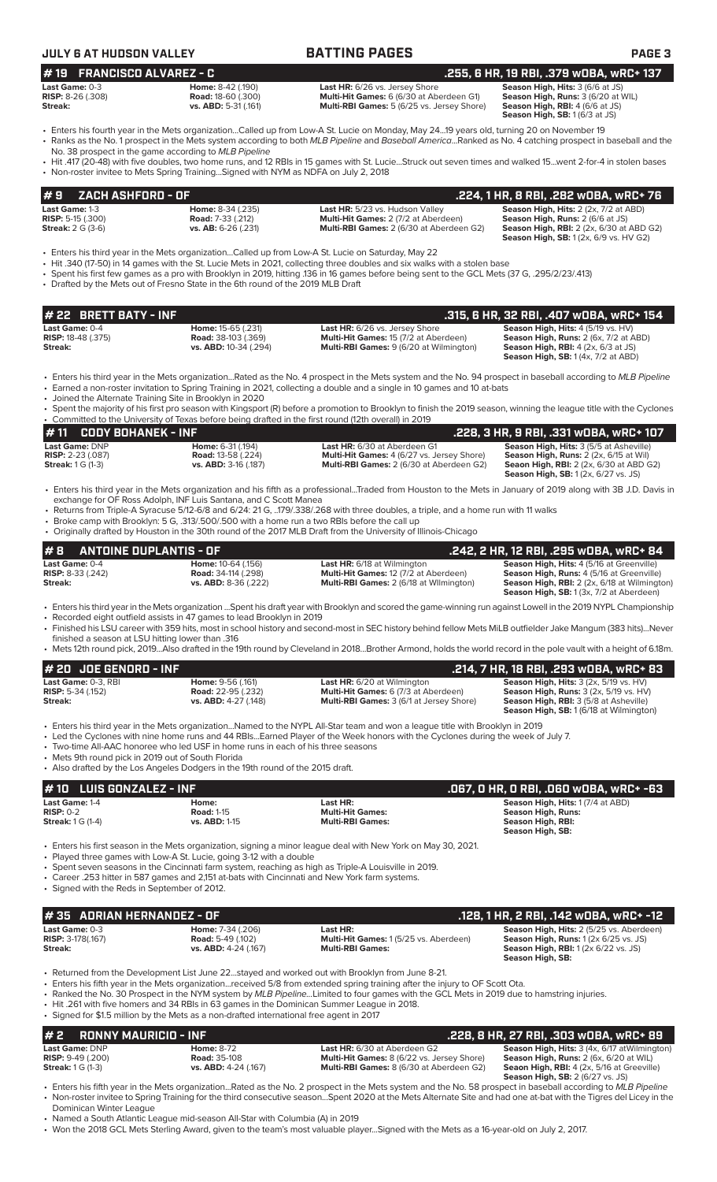## BATTING PAGES

JULY 6 AT HUDSON VALLEY

## # 19 FRANCISCO ALVAREZ - C — .255, 6 HR, 19 RBI, .379 wOBA, wRC+ 137

| | | | |
|---|---|---|---|
| **Last Game:** 0-3 | **Home:** 8-42 (.190) | **Last HR:** 6/26 vs. Jersey Shore | **Season High, Hits:** 3 (6/6 at JS) |
| **RISP:** 8-26 (.308) | **Road:** 18-60 (.300) | **Multi-Hit Games:** 6 (6/30 at Aberdeen G1) | **Season High, Runs:** 3 (6/20 at WIL) |
| **Streak:** | **vs. ABD:** 5-31 (.161) | **Multi-RBI Games:** 5 (6/25 vs. Jersey Shore) | **Season High, RBI:** 4 (6/6 at JS) |
| | | | **Season High, SB:** 1 (6/3 at JS) |

- Enters his fourth year in the Mets organization...Called up from Low-A St. Lucie on Monday, May 24...19 years old, turning 20 on November 19
- Ranks as the No. 1 prospect in the Mets system according to both *MLB Pipeline* and *Baseball America*...Ranked as No. 4 catching prospect in baseball and the No. 38 prospect in the game according to *MLB Pipeline*
- Hit .417 (20-48) with five doubles, two home runs, and 12 RBIs in 15 games with St. Lucie...Struck out seven times and walked 15...went 2-for-4 in stolen bases
- Non-roster invitee to Mets Spring Training...Signed with NYM as NDFA on July 2, 2018

## # 9 ZACH ASHFORD - OF — .224, 1 HR, 8 RBI, .282 wOBA, wRC+ 76

| | | | |
|---|---|---|---|
| **Last Game:** 1-3 | **Home:** 8-34 (.235) | **Last HR:** 5/23 vs. Hudson Valley | **Season High, Hits:** 2 (2x, 7/2 at ABD) |
| **RISP:** 5-15 (.300) | **Road:** 7-33 (.212) | **Multi-Hit Games:** 2 (7/2 at Aberdeen) | **Season High, Runs:** 2 (6/6 at JS) |
| **Streak:** 2 G (3-6) | **vs. AB:** 6-26 (.231) | **Multi-RBI Games:** 2 (6/30 at Aberdeen G2) | **Season High, RBI:** 2 (2x, 6/30 at ABD G2) |
| | | | **Season High, SB:** 1 (2x, 6/9 vs. HV G2) |

- Enters his third year in the Mets organization...Called up from Low-A St. Lucie on Saturday, May 22
- Hit .340 (17-50) in 14 games with the St. Lucie Mets in 2021, collecting three doubles and six walks with a stolen base
- Spent his first few games as a pro with Brooklyn in 2019, hitting .136 in 16 games before being sent to the GCL Mets (37 G, .295/2/23/.413)
- Drafted by the Mets out of Fresno State in the 6th round of the 2019 MLB Draft

## # 22 BRETT BATY - INF — .315, 6 HR, 32 RBI, .407 wOBA, wRC+ 154

| | | | |
|---|---|---|---|
| **Last Game:** 0-4 | **Home:** 15-65 (.231) | **Last HR:** 6/26 vs. Jersey Shore | **Season High, Hits:** 4 (5/19 vs. HV) |
| **RISP:** 18-48 (.375) | **Road:** 34-114 (.298) | **Multi-Hit Games:** 15 (7/2 at Aberdeen) | **Season High, Runs:** 2 (6x, 7/2 at ABD) |
| **Streak:** | **vs. ABD:** 10-34 (.294) | **Multi-RBI Games:** 9 (6/20 at Wilmington) | **Season High, RBI:** 4 (2x, 6/3 at JS) |
| | | | **Season High, SB:** 1 (4x, 7/2 at ABD) |

- Enters his third year in the Mets organization...Rated as the No. 4 prospect in the Mets system and the No. 94 prospect in baseball according to *MLB Pipeline*
- Earned a non-roster invitation to Spring Training in 2021, collecting a double and a single in 10 games and 10 at-bats
- Joined the Alternate Training Site in Brooklyn in 2020
- Spent the majority of his first pro season with Kingsport (R) before a promotion to Brooklyn to finish the 2019 season, winning the league title with the Cyclones
- Committed to the University of Texas before being drafted in the first round (12th overall) in 2019

## # 11 CODY BOHANEK - INF — .228, 3 HR, 9 RBI, .331 wOBA, wRC+ 107

| | | | |
|---|---|---|---|
| **Last Game:** DNP | **Home:** 6-31 (.194) | **Last HR:** 6/30 at Aberdeen G1 | **Season High, Hits:** 3 (5/5 at Asheville) |
| **RISP:** 2-23 (.087) | **Road:** 13-58 (.224) | **Multi-Hit Games:** 4 (6/27 vs. Jersey Shore) | **Season High, Runs:** 2 (2x, 6/15 at Wil) |
| **Streak:** 1 G (1-3) | **vs. ABD:** 3-16 (.187) | **Multi-RBI Games:** 2 (6/30 at Aberdeen G2) | **Seaon High, RBI:** 2 (2x, 6/30 at ABD G2) |
| | | | **Season High, SB:** 1 (2x, 6/27 vs. JS) |

- Enters his third year in the Mets organization and his fifth as a professional...Traded from Houston to the Mets in January of 2019 along with 3B J.D. Davis in exchange for OF Ross Adolph, INF Luis Santana, and C Scott Manea
- Returns from Triple-A Syracuse 5/12-6/8 and 6/24: 21 G, ..179/.338/.268 with three doubles, a triple, and a home run with 11 walks
- Broke camp with Brooklyn: 5 G, .313/.500/.500 with a home run a two RBIs before the call up
- Originally drafted by Houston in the 30th round of the 2017 MLB Draft from the University of Illinois-Chicago

## # 8 ANTOINE DUPLANTIS - OF — .242, 2 HR, 12 RBI, .295 wOBA, wRC+ 84

| | | | |
|---|---|---|---|
| **Last Game:** 0-4 | **Home:** 10-64 (.156) | **Last HR:** 6/18 at Wilmington | **Season High, Hits:** 4 (5/16 at Greenville) |
| **RISP:** 8-33 (.242) | **Road:** 34-114 (.298) | **Multi-Hit Games:** 12 (7/2 at Aberdeen) | **Season High, Runs:** 4 (5/16 at Greenville) |
| **Streak:** | **vs. ABD:** 8-36 (.222) | **Multi-RBI Games:** 2 (6/18 at Wilmington) | **Season High, RBI:** 2 (2x, 6/18 at Wilmington) |
| | | | **Season High, SB:** 1 (3x, 7/2 at Aberdeen) |

- Enters his third year in the Mets organization ...Spent his draft year with Brooklyn and scored the game-winning run against Lowell in the 2019 NYPL Championship
- Recorded eight outfield assists in 47 games to lead Brooklyn in 2019
- Finished his LSU career with 359 hits, most in school history and second-most in SEC history behind fellow Mets MiLB outfielder Jake Mangum (383 hits)...Never finished a season at LSU hitting lower than .316
- Mets 12th round pick, 2019...Also drafted in the 19th round by Cleveland in 2018...Brother Armond, holds the world record in the pole vault with a height of 6.18m.

## # 20 JOE GENORD - INF — .214, 7 HR, 18 RBI, .293 wOBA, wRC+ 83

| | | | |
|---|---|---|---|
| **Last Game:** 0-3, RBI | **Home:** 9-56 (.161) | **Last HR:** 6/20 at Wilmington | **Season High, Hits:** 3 (2x, 5/19 vs. HV) |
| **RISP:** 5-34 (.152) | **Road:** 22-95 (.232) | **Multi-Hit Games:** 6 (7/3 at Aberdeen) | **Season High, Runs:** 3 (2x, 5/19 vs. HV) |
| **Streak:** | **vs. ABD:** 4-27 (.148) | **Multi-RBI Games:** 3 (6/1 at Jersey Shore) | **Season High, RBI:** 3 (5/8 at Asheville) |
| | | | **Season High, SB:** 1 (6/18 at Wilmington) |

- Enters his third year in the Mets organization...Named to the NYPL All-Star team and won a league title with Brooklyn in 2019
- Led the Cyclones with nine home runs and 44 RBIs...Earned Player of the Week honors with the Cyclones during the week of July 7.
- Two-time All-AAC honoree who led USF in home runs in each of his three seasons
- Mets 9th round pick in 2019 out of South Florida
- Also drafted by the Los Angeles Dodgers in the 19th round of the 2015 draft.

## # 10 LUIS GONZALEZ - INF — .067, 0 HR, 0 RBI, .060 wOBA, wRC+ -63

| | | | |
|---|---|---|---|
| **Last Game:** 1-4 | **Home:** | **Last HR:** | **Season High, Hits:** 1 (7/4 at ABD) |
| **RISP:** 0-2 | **Road:** 1-15 | **Multi-Hit Games:** | **Season High, Runs:** |
| **Streak:** 1 G (1-4) | **vs. ABD:** 1-15 | **Multi-RBI Games:** | **Season High, RBI:** |
| | | | **Season High, SB:** |

- Enters his first season in the Mets organization, signing a minor league deal with New York on May 30, 2021.
- Played three games with Low-A St. Lucie, going 3-12 with a double
- Spent seven seasons in the Cincinnati farm system, reaching as high as Triple-A Louisville in 2019.
- Career .253 hitter in 587 games and 2,151 at-bats with Cincinnati and New York farm systems.
- Signed with the Reds in September of 2012.

## # 35 ADRIAN HERNANDEZ - OF — .128, 1 HR, 2 RBI, .142 wOBA, wRC+ -12

| | | | |
|---|---|---|---|
| **Last Game:** 0-3 | **Home:** 7-34 (.206) | **Last HR:** | **Season High, Hits:** 2 (5/25 vs. Aberdeen) |
| **RISP:** 3-178(.167) | **Road:** 5-49 (.102) | **Multi-Hit Games:** 1 (5/25 vs. Aberdeen) | **Season High, Runs:** 1 (2x 6/25 vs. JS) |
| **Streak:** | **vs. ABD:** 4-24 (.167) | **Multi-RBI Games:** | **Season High, RBI:** 1 (2x 6/22 vs. JS) |
| | | | **Season High, SB:** |

- Returned from the Development List June 22...stayed and worked out with Brooklyn from June 8-21.
- Enters his fifth year in the Mets organization...received 5/8 from extended spring training after the injury to OF Scott Ota.
- Ranked the No. 30 Prospect in the NYM system by *MLB Pipeline*...Limited to four games with the GCL Mets in 2019 due to hamstring injuries.
- Hit .261 with five homers and 34 RBIs in 63 games in the Dominican Summer League in 2018.
- Signed for $1.5 million by the Mets as a non-drafted international free agent in 2017

## # 2 RONNY MAURICIO - INF — .228, 8 HR, 27 RBI, .303 wOBA, wRC+ 89

| | | | |
|---|---|---|---|
| **Last Game:** DNP | **Home:** 8-72 | **Last HR:** 6/30 at Aberdeen G2 | **Season High, Hits:** 3 (4x, 6/17 atWilmington) |
| **RISP:** 9-49 (.200) | **Road:** 35-108 | **Multi-Hit Games:** 8 (6/22 vs. Jersey Shore) | **Season High, Runs:** 2 (6x, 6/20 at WIL) |
| **Streak:** 1 G (1-3) | **vs. ABD:** 4-24 (.167) | **Multi-RBI Games:** 8 (6/30 at Aberdeen G2) | **Seaon High, RBI:** 4 (2x, 5/16 at Greeville) |
| | | | **Season High, SB:** 2 (6/27 vs. JS) |

- Enters his fifth year in the Mets organization...Rated as the No. 2 prospect in the Mets system and the No. 58 prospect in baseball according to *MLB Pipeline*
- Non-roster invitee to Spring Training for the third consecutive season...Spent 2020 at the Mets Alternate Site and had one at-bat with the Tigres del Licey in the Dominican Winter League
- Named a South Atlantic League mid-season All-Star with Columbia (A) in 2019
- Won the 2018 GCL Mets Sterling Award, given to the team's most valuable player...Signed with the Mets as a 16-year-old on July 2, 2017.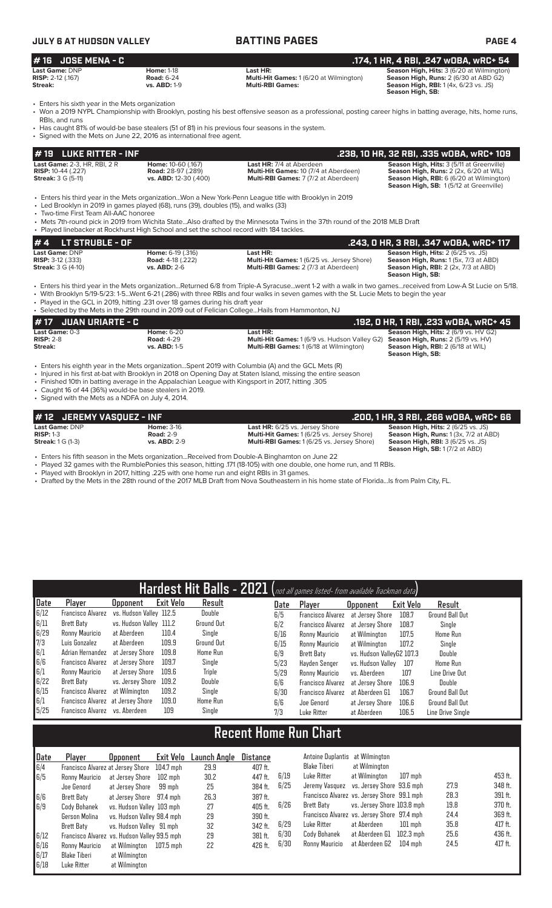## #16 JOSE MENA - C
**.174, 1 HR, 4 RBI, .247 wOBA, wRC+ 54**

| | | | |
|---|---|---|---|
| **Last Game:** DNP | **Home:** 1-18 | **Last HR:** | **Season High, Hits:** 3 (6/20 at Wilmington) |
| **RISP:** 2-12 (.167) | **Road:** 6-24 | **Multi-Hit Games:** 1 (6/20 at Wilmington) | **Season High, Runs:** 2 (6/30 at ABD G2) |
| **Streak:** | **vs. ABD:** 1-9 | **Multi-RBI Games:** | **Season High, RBI:** 1 (4x, 6/23 vs. JS) |
| | | | **Season High, SB:** |

- Enters his sixth year in the Mets organization
- Won a 2019 NYPL Championship with Brooklyn, posting his best offensive season as a professional, posting career highs in batting average, hits, home runs, RBIs, and runs
- Has caught 81% of would-be base stealers (51 of 81) in his previous four seasons in the system.
- Signed with the Mets on June 22, 2016 as international free agent.

## #19 LUKE RITTER - INF
**.238, 10 HR, 32 RBI, .335 wOBA, wRC+ 109**

| | | | |
|---|---|---|---|
| **Last Game:** 2-3, HR, RBI, 2 R | **Home:** 10-60 (.167) | **Last HR:** 7/4 at Aberdeen | **Season High, Hits:** 3 (5/11 at Greenville) |
| **RISP:** 10-44 (.227) | **Road:** 28-97 (.289) | **Multi-Hit Games:** 10 (7/4 at Aberdeen) | **Season High, Runs:** 2 (2x, 6/20 at WIL) |
| **Streak:** 3 G (5-11) | **vs. ABD:** 12-30 (.400) | **Multi-RBI Games:** 7 (7/2 at Aberdeen) | **Season High, RBI:** 6 (6/20 at Wilmington) |
| | | | **Season High, SB:** 1 (5/12 at Greenville) |

- Enters his third year in the Mets organization...Won a New York-Penn League title with Brooklyn in 2019
- Led Brooklyn in 2019 in games played (68), runs (39), doubles (15), and walks (33)
- Two-time First Team All-AAC honoree
- Mets 7th-round pick in 2019 from Wichita State...Also drafted by the Minnesota Twins in the 37th round of the 2018 MLB Draft
- Played linebacker at Rockhurst High School and set the school record with 184 tackles.

## #4 LT STRUBLE - OF
**.243, 0 HR, 3 RBI, .347 wOBA, wRC+ 117**

| | | | |
|---|---|---|---|
| **Last Game:** DNP | **Home:** 6-19 (.316) | **Last HR:** | **Season High, Hits:** 2 (6/25 vs. JS) |
| **RISP:** 3-12 (.333) | **Road:** 4-18 (.222) | **Multi-Hit Games:** 1 (6/25 vs. Jersey Shore) | **Season High, Runs:** 1 (5x, 7/3 at ABD) |
| **Streak:** 3 G (4-10) | **vs. ABD:** 2-6 | **Multi-RBI Games:** 2 (7/3 at Aberdeen) | **Season High, RBI:** 2 (2x, 7/3 at ABD) |
| | | | **Season High, SB:** |

- Enters his third year in the Mets organization...Returned 6/8 from Triple-A Syracuse...went 1-2 with a walk in two games...received from Low-A St Lucie on 5/18.
- With Brooklyn 5/19-5/23: 1-5...Went 6-21 (.286) with three RBIs and four walks in seven games with the St. Lucie Mets to begin the year
- Played in the GCL in 2019, hitting .231 over 18 games during his draft year
- Selected by the Mets in the 29th round in 2019 out of Felician College...Hails from Hammonton, NJ

## #17 JUAN URIARTE - C
**.192, 0 HR, 1 RBI, .233 wOBA, wRC+ 45**

| | | | |
|---|---|---|---|
| **Last Game:** 0-3 | **Home:** 6-20 | **Last HR:** | **Season High, Hits:** 2 (6/9 vs. HV G2) |
| **RISP:** 2-8 | **Road:** 4-29 | **Multi-Hit Games:** 1 (6/9 vs. Hudson Valley G2) | **Season High, Runs:** 2 (5/19 vs. HV) |
| **Streak:** | **vs. ABD:** 1-5 | **Multi-RBI Games:** 1 (6/18 at Wilmington) | **Season High, RBI:** 2 (6/18 at WIL) |
| | | | **Season High, SB:** |

- Enters his eighth year in the Mets organization...Spent 2019 with Columbia (A) and the GCL Mets (R)
- Injured in his first at-bat with Brooklyn in 2018 on Opening Day at Staten Island, missing the entire season
- Finished 10th in batting average in the Appalachian League with Kingsport in 2017, hitting .305
- Caught 16 of 44 (36%) would-be base stealers in 2019.
- Signed with the Mets as a NDFA on July 4, 2014.

## #12 JEREMY VASQUEZ - INF
**.200, 1 HR, 3 RBI, .266 wOBA, wRC+ 66**

| | | | |
|---|---|---|---|
| **Last Game:** DNP | **Home:** 3-16 | **Last HR:** 6/25 vs. Jersey Shore | **Season High, Hits:** 2 (6/25 vs. JS) |
| **RISP:** 1-3 | **Road:** 2-9 | **Multi-Hit Games:** 1 (6/25 vs. Jersey Shore) | **Season High, Runs:** 1 (3x, 7/2 at ABD) |
| **Streak:** 1 G (1-3) | **vs. ABD:** 2-9 | **Multi-RBI Games:** 1 (6/25 vs. Jersey Shore) | **Season High, RBI:** 3 (6/25 vs. JS) |
| | | | **Season High, SB:** 1 (7/2 at ABD) |

- Enters his fifth season in the Mets organization...Received from Double-A Binghamton on June 22
- Played 32 games with the RumblePonies this season, hitting .171 (18-105) with one double, one home run, and 11 RBIs.
- Played with Brooklyn in 2017, hitting .225 with one home run and eight RBIs in 31 games.
- Drafted by the Mets in the 28th round of the 2017 MLB Draft from Nova Southeastern in his home state of Florida...Is from Palm City, FL.

## Hardest Hit Balls - 2021 (not all games listed- from available Trackman data)

| Date | Player | Opponent | Exit Velo | Result |
|---|---|---|---|---|
| 6/12 | Francisco Alvarez | vs. Hudson Valley | 112.5 | Double |
| 6/11 | Brett Baty | vs. Hudson Valley | 111.2 | Ground Out |
| 6/29 | Ronny Mauricio | at Aberdeen | 110.4 | Single |
| 7/3 | Luis Gonzalez | at Aberdeen | 109.9 | Ground Out |
| 6/1 | Adrian Hernandez | at Jersey Shore | 109.8 | Home Run |
| 6/6 | Francisco Alvarez | at Jersey Shore | 109.7 | Single |
| 6/1 | Ronny Mauricio | at Jersey Shore | 109.6 | Triple |
| 6/22 | Brett Baty | vs. Jersey Shore | 109.2 | Double |
| 6/15 | Francisco Alvarez | at Wilmington | 109.2 | Single |
| 6/1 | Francisco Alvarez | at Jersey Shore | 109.0 | Home Run |
| 5/25 | Francisco Alvarez | vs. Aberdeen | 109 | Single |
| 6/5 | Francisco Alvarez | at Jersey Shore | 108.7 | Ground Ball Out |
| 6/2 | Francisco Alvarez | at Jersey Shore | 108.7 | Single |
| 6/16 | Ronny Mauricio | at Wilmington | 107.5 | Home Run |
| 6/15 | Ronny Mauricio | at Wilmington | 107.2 | Single |
| 6/9 | Brett Baty | vs. Hudson ValleyG2 | 107.3 | Double |
| 5/23 | Hayden Senger | vs. Hudson Valley | 107 | Home Run |
| 5/29 | Ronny Mauricio | vs. Aberdeen | 107 | Line Drive Out |
| 6/6 | Francisco Alvarez | at Jersey Shore | 106.9 | Double |
| 6/30 | Francisco Alvarez | at Aberdeen G1 | 106.7 | Ground Ball Out |
| 6/6 | Joe Genord | at Jersey Shore | 106.6 | Ground Ball Out |
| 7/3 | Luke Ritter | at Aberdeen | 106.5 | Line Drive Single |

## Recent Home Run Chart

| Date | Player | Opponent | Exit Velo | Launch Angle | Distance |
|---|---|---|---|---|---|
| 6/4 | Francisco Alvarez | at Jersey Shore | 104.7 mph | 29.9 | 407 ft. |
| 6/5 | Ronny Mauricio | at Jersey Shore | 102 mph | 30.2 | 447 ft. |
| | Joe Genord | at Jersey Shore | 99 mph | 25 | 384 ft. |
| 6/6 | Brett Baty | at Jersey Shore | 97.4 mph | 26.3 | 387 ft. |
| 6/9 | Cody Bohanek | vs. Hudson Valley | 103 mph | 27 | 405 ft. |
| | Gerson Molina | vs. Hudson Valley | 98.4 mph | 29 | 390 ft. |
| | Brett Baty | vs. Hudson Valley | 91 mph | 32 | 342 ft. |
| 6/12 | Francisco Alvarez | vs. Hudson Valley | 99.5 mph | 29 | 381 ft. |
| 6/16 | Ronny Mauricio | at Wilmington | 107.5 mph | 22 | 426 ft. |
| 6/17 | Blake Tiberi | at Wilmington | | | |
| 6/18 | Luke Ritter | at Wilmington | | | |
| | Antoine Duplantis | at Wilmington | | | |
| | Blake Tiberi | at Wilmington | | | |
| 6/19 | Luke Ritter | at Wilmington | 107 mph | 27.9 | 453 ft. |
| 6/25 | Jeremy Vasquez | vs. Jersey Shore | 93.6 mph | 28.3 | 348 ft. |
| | Francisco Alvarez | vs. Jersey Shore | 99.1 mph | 28.3 | 391 ft. |
| 6/26 | Brett Baty | vs. Jersey Shore | 103.8 mph | 19.8 | 370 ft. |
| | Francisco Alvarez | vs. Jersey Shore | 97.4 mph | 24.4 | 369 ft. |
| 6/29 | Luke Ritter | at Aberdeen | 101 mph | 35.8 | 417 ft. |
| 6/30 | Cody Bohanek | at Aberdeen G1 | 102.3 mph | 25.6 | 436 ft. |
| 6/30 | Ronny Mauricio | at Aberdeen G2 | 104 mph | 24.5 | 417 ft. |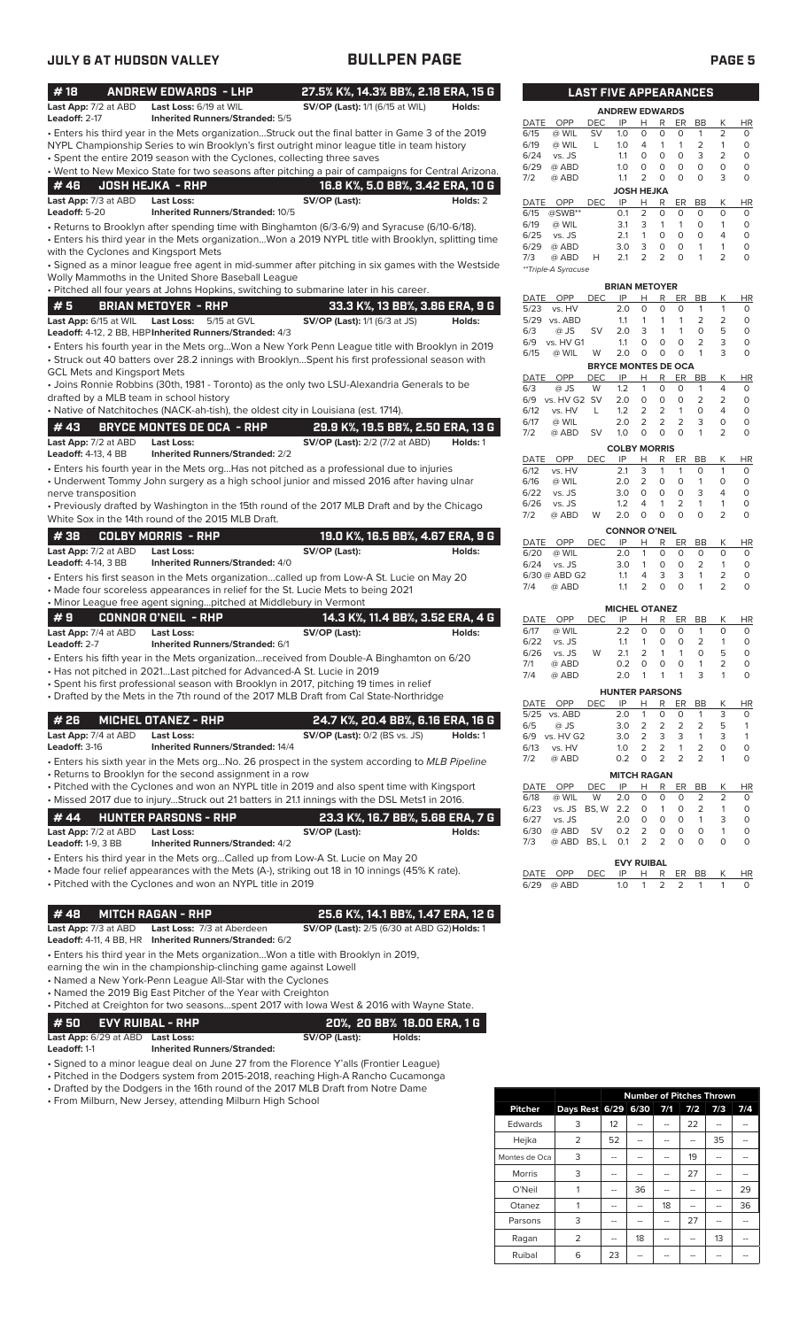## JULY 6 AT HUDSON VALLEY — BULLPEN PAGE

### #18 ANDREW EDWARDS - LHP — 27.5% K%, 14.3% BB%, 2.18 ERA, 15 G

**Last App:** 7/2 at ABD **Last Loss:** 6/19 at WIL **SV/OP (Last):** 1/1 (6/15 at WIL) **Holds:**
**Leadoff:** 2-17 **Inherited Runners/Stranded:** 5/5

- Enters his third year in the Mets organization...Struck out the final batter in Game 3 of the 2019 NYPL Championship Series to win Brooklyn's first outright minor league title in team history
- Spent the entire 2019 season with the Cyclones, collecting three saves
- Went to New Mexico State for two seasons after pitching a pair of campaigns for Central Arizona.

### #46 JOSH HEJKA - RHP — 16.8 K%, 5.0 BB%, 3.42 ERA, 10 G

**Last App:** 7/3 at ABD **Last Loss:** **SV/OP (Last):** **Holds:** 2
**Leadoff:** 5-20 **Inherited Runners/Stranded:** 10/5

- Returns to Brooklyn after spending time with Binghamton (6/3-6/9) and Syracuse (6/10-6/18).
- Enters his third year in the Mets organization...Won a 2019 NYPL title with Brooklyn, splitting time with the Cyclones and Kingsport Mets
- Signed as a minor league free agent in mid-summer after pitching in six games with the Westside Wolly Mammoths in the United Shore Baseball League
- Pitched all four years at Johns Hopkins, switching to submarine later in his career.

### #5 BRIAN METOYER - RHP — 33.3 K%, 13 BB%, 3.86 ERA, 9 G

**Last App:** 6/15 at WIL **Last Loss:** 5/15 at GVL **SV/OP (Last):** 1/1 (6/3 at JS) **Holds:**
**Leadoff:** 4-12, 2 BB, HBP **Inherited Runners/Stranded:** 4/3

- Enters his fourth year in the Mets org...Won a New York Penn League title with Brooklyn in 2019
- Struck out 40 batters over 28.2 innings with Brooklyn...Spent his first professional season with GCL Mets and Kingsport Mets
- Joins Ronnie Robbins (30th, 1981 - Toronto) as the only two LSU-Alexandria Generals to be drafted by a MLB team in school history
- Native of Natchitoches (NACK-ah-tish), the oldest city in Louisiana (est. 1714).

### #43 BRYCE MONTES DE OCA - RHP — 29.9 K%, 19.5 BB%, 2.50 ERA, 13 G

**Last App:** 7/2 at ABD **Last Loss:** **SV/OP (Last):** 2/2 (7/2 at ABD) **Holds:** 1
**Leadoff:** 4-13, 4 BB **Inherited Runners/Stranded:** 2/2

- Enters his fourth year in the Mets org...Has not pitched as a professional due to injuries
- Underwent Tommy John surgery as a high school junior and missed 2016 after having ulnar nerve transposition
- Previously drafted by Washington in the 15th round of the 2017 MLB Draft and by the Chicago White Sox in the 14th round of the 2015 MLB Draft.

### #38 COLBY MORRIS - RHP — 19.0 K%, 16.5 BB%, 4.67 ERA, 9 G

**Last App:** 7/2 at ABD **Last Loss:** **SV/OP (Last):** **Holds:**
**Leadoff:** 4-14, 3 BB **Inherited Runners/Stranded:** 4/0

- Enters his first season in the Mets organization...called up from Low-A St. Lucie on May 20
- Made four scoreless appearances in relief for the St. Lucie Mets to being 2021
- Minor League free agent signing...pitched at Middlebury in Vermont

### #9 CONNOR O'NEIL - RHP — 14.3 K%, 11.4 BB%, 3.52 ERA, 4 G

**Last App:** 7/4 at ABD **Last Loss:** **SV/OP (Last):** **Holds:**
**Leadoff:** 2-7 **Inherited Runners/Stranded:** 6/1

- Enters his fifth year in the Mets organization...received from Double-A Binghamton on 6/20
- Has not pitched in 2021...Last pitched for Advanced-A St. Lucie in 2019
- Spent his first professional season with Brooklyn in 2017, pitching 19 times in relief
- Drafted by the Mets in the 7th round of the 2017 MLB Draft from Cal State-Northridge

### #26 MICHEL OTANEZ - RHP — 24.7 K%, 20.4 BB%, 6.16 ERA, 16 G

**Last App:** 7/4 at ABD **Last Loss:** **SV/OP (Last):** 0/2 (BS vs. JS) **Holds:** 1
**Leadoff:** 3-16 **Inherited Runners/Stranded:** 14/4

- Enters his sixth year in the Mets org...No. 26 prospect in the system according to *MLB Pipeline*
- Returns to Brooklyn for the second assignment in a row
- Pitched with the Cyclones and won an NYPL title in 2019 and also spent time with Kingsport
- Missed 2017 due to injury...Struck out 21 batters in 21.1 innings with the DSL Mets1 in 2016.

### #44 HUNTER PARSONS - RHP — 23.3 K%, 16.7 BB%, 5.68 ERA, 7 G

**Last App:** 7/2 at ABD **Last Loss:** **SV/OP (Last):** **Holds:**
**Leadoff:** 1-9, 3 BB **Inherited Runners/Stranded:** 4/2

- Enters his third year in the Mets org...Called up from Low-A St. Lucie on May 20
- Made four relief appearances with the Mets (A-), striking out 18 in 10 innings (45% K rate).
- Pitched with the Cyclones and won an NYPL title in 2019

### #48 MITCH RAGAN - RHP — 25.6 K%, 14.1 BB%, 1.47 ERA, 12 G

**Last App:** 7/3 at ABD **Last Loss:** 7/3 at Aberdeen **SV/OP (Last):** 2/5 (6/30 at ABD G2) **Holds:** 1
**Leadoff:** 4-11, 4 BB, HR **Inherited Runners/Stranded:** 6/2

- Enters his third year in the Mets organization...Won a title with Brooklyn in 2019, earning the win in the championship-clinching game against Lowell
- Named a New York-Penn League All-Star with the Cyclones
- Named the 2019 Big East Pitcher of the Year with Creighton
- Pitched at Creighton for two seasons...spent 2017 with Iowa West & 2016 with Wayne State.

### #50 EVY RUIBAL - RHP — 20%, 20 BB% 18.00 ERA, 1 G

**Last App:** 6/29 at ABD **Last Loss:** **SV/OP (Last):** **Holds:**
**Leadoff:** 1-1 **Inherited Runners/Stranded:**

- Signed to a minor league deal on June 27 from the Florence Y'alls (Frontier League)
- Pitched in the Dodgers system from 2015-2018, reaching High-A Rancho Cucamonga
- Drafted by the Dodgers in the 16th round of the 2017 MLB Draft from Notre Dame
- From Milburn, New Jersey, attending Milburn High School

## LAST FIVE APPEARANCES

**ANDREW EDWARDS**

| DATE | OPP | DEC | IP | H | R | ER | BB | K | HR |
|---|---|---|---|---|---|---|---|---|---|
| 6/15 | @ WIL | SV | 1.0 | 0 | 0 | 0 | 1 | 2 | 0 |
| 6/19 | @ WIL | L | 1.0 | 4 | 1 | 1 | 2 | 1 | 0 |
| 6/24 | vs. JS | | 1.1 | 0 | 0 | 0 | 3 | 2 | 0 |
| 6/29 | @ ABD | | 1.0 | 0 | 0 | 0 | 0 | 0 | 0 |
| 7/2 | @ ABD | | 1.1 | 2 | 0 | 0 | 0 | 3 | 0 |

**JOSH HEJKA**

| DATE | OPP | DEC | IP | H | R | ER | BB | K | HR |
|---|---|---|---|---|---|---|---|---|---|
| 6/15 | @SWB** | | 0.1 | 2 | 0 | 0 | 0 | 0 | 0 |
| 6/19 | @ WIL | | 3.1 | 3 | 1 | 1 | 0 | 1 | 0 |
| 6/25 | vs. JS | | 2.1 | 1 | 0 | 0 | 0 | 4 | 0 |
| 6/29 | @ ABD | | 3.0 | 3 | 0 | 0 | 1 | 1 | 0 |
| 7/3 | @ ABD | H | 2.1 | 2 | 2 | 0 | 1 | 2 | 0 |

*\*\*Triple-A Syracuse*

**BRIAN METOYER**

| DATE | OPP | DEC | IP | H | R | ER | BB | K | HR |
|---|---|---|---|---|---|---|---|---|---|
| 5/23 | vs. HV | | 2.0 | 0 | 0 | 0 | 1 | 1 | 0 |
| 5/29 | vs. ABD | | 1.1 | 1 | 1 | 1 | 2 | 2 | 0 |
| 6/3 | @ JS | SV | 2.0 | 3 | 1 | 1 | 0 | 5 | 0 |
| 6/9 | vs. HV G1 | | 1.1 | 0 | 0 | 0 | 2 | 3 | 0 |
| 6/15 | @ WIL | W | 2.0 | 0 | 0 | 0 | 1 | 3 | 0 |

**BRYCE MONTES DE OCA**

| DATE | OPP | DEC | IP | H | R | ER | BB | K | HR |
|---|---|---|---|---|---|---|---|---|---|
| 6/3 | @ JS | W | 1.2 | 1 | 0 | 0 | 1 | 4 | 0 |
| 6/9 | vs. HV G2 | SV | 2.0 | 0 | 0 | 0 | 2 | 2 | 0 |
| 6/12 | vs. HV | L | 1.2 | 2 | 2 | 1 | 0 | 4 | 0 |
| 6/17 | @ WIL | | 2.0 | 2 | 2 | 2 | 3 | 0 | 0 |
| 7/2 | @ ABD | SV | 1.0 | 0 | 0 | 0 | 1 | 2 | 0 |

**COLBY MORRIS**

| DATE | OPP | DEC | IP | H | R | ER | BB | K | HR |
|---|---|---|---|---|---|---|---|---|---|
| 6/12 | vs. HV | | 2.1 | 3 | 1 | 1 | 0 | 1 | 0 |
| 6/16 | @ WIL | | 2.0 | 2 | 0 | 0 | 1 | 0 | 0 |
| 6/22 | vs. JS | | 3.0 | 0 | 0 | 0 | 3 | 4 | 0 |
| 6/26 | vs. JS | | 1.2 | 4 | 1 | 2 | 1 | 1 | 0 |
| 7/2 | @ ABD | W | 2.0 | 0 | 0 | 0 | 0 | 2 | 0 |

**CONNOR O'NEIL**

| DATE | OPP | DEC | IP | H | R | ER | BB | K | HR |
|---|---|---|---|---|---|---|---|---|---|
| 6/20 | @ WIL | | 2.0 | 1 | 0 | 0 | 0 | 0 | 0 |
| 6/24 | vs. JS | | 3.0 | 1 | 0 | 0 | 2 | 1 | 0 |
| 6/30 @ ABD G2 | | | 1.1 | 4 | 3 | 3 | 1 | 2 | 0 |
| 7/4 | @ ABD | | 1.1 | 2 | 0 | 0 | 1 | 2 | 0 |

**MICHEL OTANEZ**

| DATE | OPP | DEC | IP | H | R | ER | BB | K | HR |
|---|---|---|---|---|---|---|---|---|---|
| 6/17 | @ WIL | | 2.2 | 0 | 0 | 0 | 1 | 0 | 0 |
| 6/22 | vs. JS | | 1.1 | 1 | 0 | 0 | 2 | 1 | 0 |
| 6/26 | vs. JS | W | 2.1 | 2 | 1 | 1 | 0 | 5 | 0 |
| 7/1 | @ ABD | | 0.2 | 0 | 0 | 0 | 1 | 2 | 0 |
| 7/4 | @ ABD | | 2.0 | 1 | 1 | 1 | 3 | 1 | 0 |

**HUNTER PARSONS**

| DATE | OPP | DEC | IP | H | R | ER | BB | K | HR |
|---|---|---|---|---|---|---|---|---|---|
| 5/25 | vs. ABD | | 2.0 | 1 | 0 | 0 | 1 | 3 | 0 |
| 6/5 | @ JS | | 3.0 | 2 | 2 | 2 | 2 | 5 | 1 |
| 6/9 | vs. HV G2 | | 3.0 | 2 | 3 | 3 | 1 | 3 | 1 |
| 6/13 | vs. HV | | 1.0 | 2 | 2 | 1 | 2 | 0 | 0 |
| 7/2 | @ ABD | | 0.2 | 0 | 2 | 2 | 2 | 1 | 0 |

**MITCH RAGAN**

| DATE | OPP | DEC | IP | H | R | ER | BB | K | HR |
|---|---|---|---|---|---|---|---|---|---|
| 6/18 | @ WIL | W | 2.0 | 0 | 0 | 0 | 2 | 2 | 0 |
| 6/23 | vs. JS | BS, W | 2.2 | 0 | 1 | 0 | 2 | 1 | 0 |
| 6/27 | vs. JS | | 2.0 | 0 | 0 | 0 | 1 | 3 | 0 |
| 6/30 | @ ABD | SV | 0.2 | 2 | 0 | 0 | 0 | 1 | 0 |
| 7/3 | @ ABD | BS, L | 0.1 | 2 | 2 | 0 | 0 | 0 | 0 |

**EVY RUIBAL**

| DATE | OPP | DEC | IP | H | R | ER | BB | K | HR |
|---|---|---|---|---|---|---|---|---|---|
| 6/29 | @ ABD | | 1.0 | 1 | 2 | 2 | 1 | 1 | 0 |

| | | Number of Pitches Thrown | | | | | |
|---|---|---|---|---|---|---|---|
| **Pitcher** | **Days Rest** | **6/29** | **6/30** | **7/1** | **7/2** | **7/3** | **7/4** |
| Edwards | 3 | 12 | -- | -- | 22 | -- | -- |
| Hejka | 2 | 52 | -- | -- | -- | 35 | -- |
| Montes de Oca | 3 | -- | -- | -- | 19 | -- | -- |
| Morris | 3 | -- | -- | -- | 27 | -- | -- |
| O'Neil | 1 | -- | 36 | -- | -- | -- | 29 |
| Otanez | 1 | -- | -- | 18 | -- | -- | 36 |
| Parsons | 3 | -- | -- | -- | 27 | -- | -- |
| Ragan | 2 | -- | 18 | -- | -- | 13 | -- |
| Ruibal | 6 | 23 | -- | -- | -- | -- | -- |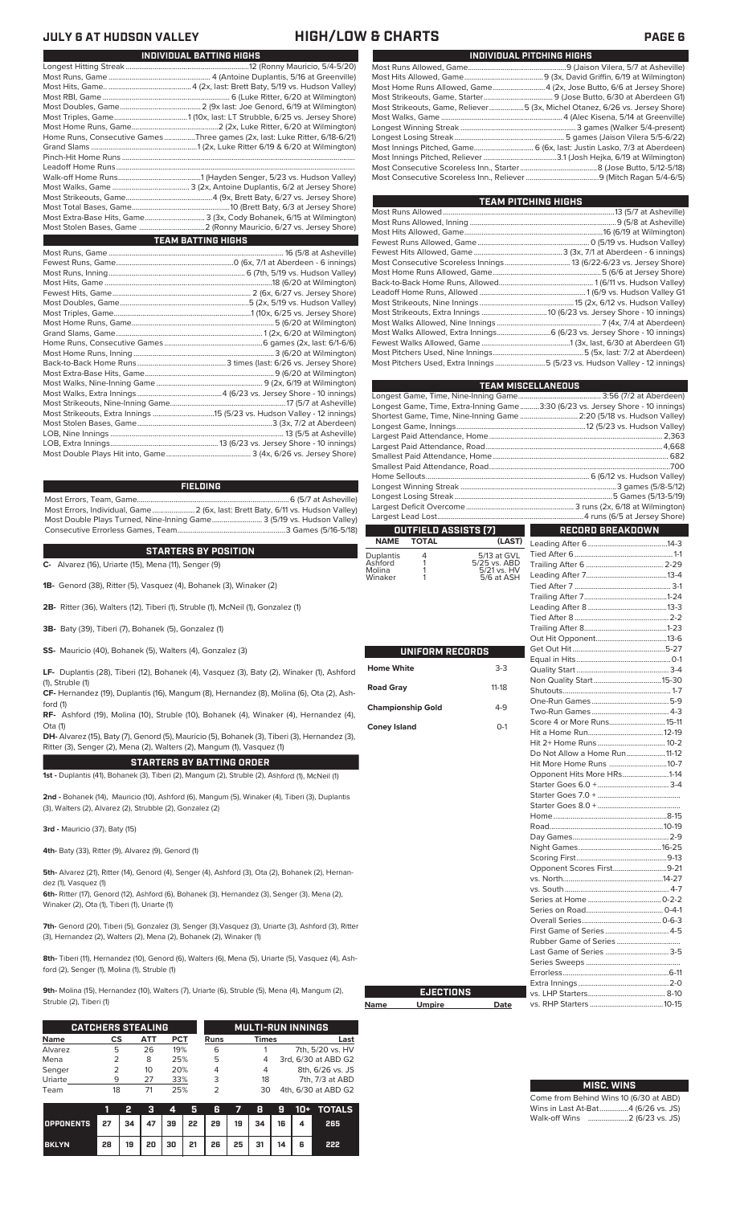## JULY 6 AT HUDSON VALLEY — HIGH/LOW & CHARTS

### INDIVIDUAL BATTING HIGHS

Longest Hitting Streak ... 12 (Ronny Mauricio, 5/4-5/20)
Most Runs, Game ... 4 (Antoine Duplantis, 5/16 at Greenville)
Most Hits, Game ... 4 (2x, last: Brett Baty, 5/19 vs. Hudson Valley)
Most RBI, Game ... 6 (Luke Ritter, 6/20 at Wilmington)
Most Doubles, Game ... 2 (9x last: Joe Genord, 6/19 at Wilmington)
Most Triples, Game ... 1 (10x, last: LT Strubble, 6/25 vs. Jersey Shore)
Most Home Runs, Game ... 2 (2x, Luke Ritter, 6/20 at Wilmington)
Home Runs, Consecutive Games ... Three games (2x, last: Luke Ritter, 6/18-6/21)
Grand Slams ... 1 (2x, Luke Ritter 6/19 & 6/20 at Wilmington)
Pinch-Hit Home Runs ...
Leadoff Home Runs ...
Walk-off Home Runs ... 1 (Hayden Senger, 5/23 vs. Hudson Valley)
Most Walks, Game ... 3 (2x, Antoine Duplantis, 6/2 at Jersey Shore)
Most Strikeouts, Game ... 4 (9x, Brett Baty, 6/27 vs. Jersey Shore)
Most Total Bases, Game ... 10 (Brett Baty, 6/3 at Jersey Shore)
Most Extra-Base Hits, Game ... 3 (3x, Cody Bohanek, 6/15 at Wilmington)
Most Stolen Bases, Game ... 2 (Ronny Mauricio, 6/27 vs. Jersey Shore)

### TEAM BATTING HIGHS

Most Runs, Game ... 16 (5/8 at Asheville)
Fewest Runs, Game ... 0 (6x, 7/1 at Aberdeen - 6 innings)
Most Runs, Inning ... 6 (7th, 5/19 vs. Hudson Valley)
Most Hits, Game ... 18 (6/20 at Wilmington)
Fewest Hits, Game ... 2 (6x, 6/27 vs. Jersey Shore)
Most Doubles, Game ... 5 (2x, 5/19 vs. Hudson Valley)
Most Triples, Game ... 1 (10x, 6/25 vs. Jersey Shore)
Most Home Runs, Game ... 5 (6/20 at Wilmington)
Grand Slams, Game ... 1 (2x, 6/20 at Wilmington)
Home Runs, Consecutive Games ... 6 games (2x, last: 6/1-6/6)
Most Home Runs, Inning ... 3 (6/20 at Wilmington)
Back-to-Back Home Runs ... 3 times (last: 6/26 vs. Jersey Shore)
Most Extra-Base Hits, Game ... 9 (6/20 at Wilmington)
Most Walks, Nine-Inning Game ... 9 (2x, 6/19 at Wilmington)
Most Walks, Extra Innings ... 4 (6/23 vs. Jersey Shore - 10 innings)
Most Strikeouts, Nine-Inning Game ... 17 (5/7 at Asheville)
Most Strikeouts, Extra Innings ... 15 (5/23 vs. Hudson Valley - 12 innings)
Most Stolen Bases, Game ... 3 (3x, 7/2 at Aberdeen)
LOB, Nine Innings ... 13 (5/5 at Asheville)
LOB, Extra Innings ... 13 (6/23 vs. Jersey Shore - 10 innings)
Most Double Plays Hit into, Game ... 3 (4x, 6/26 vs. Jersey Shore)

### FIELDING

Most Errors, Team, Game ... 6 (5/7 at Asheville)
Most Errors, Individual, Game ... 2 (6x, last: Brett Baty, 6/11 vs. Hudson Valley)
Most Double Plays Turned, Nine-Inning Game ... 3 (5/19 vs. Hudson Valley)
Consecutive Errorless Games, Team ... 3 Games (5/16-5/18)

### STARTERS BY POSITION

**C-** Alvarez (16), Uriarte (15), Mena (11), Senger (9)

**1B-** Genord (38), Ritter (5), Vasquez (4), Bohanek (3), Winaker (2)

**2B-** Ritter (36), Walters (12), Tiberi (1), Struble (1), McNeil (1), Gonzalez (1)

**3B-** Baty (39), Tiberi (7), Bohanek (5), Gonzalez (1)

**SS-** Mauricio (40), Bohanek (5), Walters (4), Gonzalez (3)

**LF-** Duplantis (28), Tiberi (12), Bohanek (4), Vasquez (3), Baty (2), Winaker (1), Ashford (1), Struble (1)

**CF-** Hernandez (19), Duplantis (16), Mangum (8), Hernandez (8), Molina (6), Ota (2), Ashford (1)

**RF-** Ashford (19), Molina (10), Struble (10), Bohanek (4), Winaker (4), Hernandez (4), Ota (1)

**DH-** Alvarez (15), Baty (7), Genord (5), Mauricio (5), Bohanek (5), Tiberi (3), Hernandez (3), Ritter (3), Senger (2), Mena (2), Walters (2), Mangum (1), Vasquez (1)

### STARTERS BY BATTING ORDER

**1st -** Duplantis (41), Bohanek (3), Tiberi (2), Mangum (2), Struble (2), Ashford (1), McNeil (1)

**2nd -** Bohanek (14), Mauricio (10), Ashford (6), Mangum (5), Winaker (4), Tiberi (3), Duplantis (3), Walters (2), Alvarez (2), Strubble (2), Gonzalez (2)

**3rd -** Mauricio (37), Baty (15)

**4th-** Baty (33), Ritter (9), Alvarez (9), Genord (1)

**5th-** Alvarez (21), Ritter (14), Genord (4), Senger (4), Ashford (3), Ota (2), Bohanek (2), Hernandez (2), Vasquez (1)

**6th-** Ritter (17), Genord (12), Ashford (6), Bohanek (3), Hernandez (3), Senger (3), Mena (2), Winaker (2), Ota (1), Tiberi (1), Uriarte (1)

**7th-** Genord (20), Tiberi (5), Gonzalez (3), Senger (3),Vasquez (3), Uriarte (3), Ashford (3), Ritter (3), Hernandez (2), Walters (2), Mena (2), Bohanek (2), Winaker (1)

**8th-** Tiberi (11), Hernandez (10), Genord (6), Walters (6), Mena (5), Uriarte (5), Vasquez (4), Ashford (2), Senger (1), Molina (1), Struble (1)

**9th-** Molina (15), Hernandez (10), Walters (7), Uriarte (6), Struble (5), Mena (4), Mangum (2), Struble (2), Tiberi (1)

### CATCHERS STEALING

| Name | CS | ATT | PCT |
|---|---|---|---|
| Alvarez | 5 | 26 | 19% |
| Mena | 2 | 8 | 25% |
| Senger | 2 | 10 | 20% |
| Uriarte | 9 | 27 | 33% |
| Team | 18 | 71 | 25% |

### MULTI-RUN INNINGS

| Runs | Times | Last |
|---|---|---|
| 6 | 1 | 7th, 5/20 vs. HV |
| 5 | 4 | 3rd, 6/30 at ABD G2 |
| 4 | 4 | 8th, 6/26 vs. JS |
| 3 | 18 | 7th, 7/3 at ABD |
| 2 | 30 | 4th, 6/30 at ABD G2 |

| | 1 | 2 | 3 | 4 | 5 | 6 | 7 | 8 | 9 | 10+ | TOTALS |
|---|---|---|---|---|---|---|---|---|---|---|---|
| OPPONENTS | 27 | 34 | 47 | 39 | 22 | 29 | 19 | 34 | 16 | 4 | 265 |
| BKLYN | 28 | 19 | 20 | 30 | 21 | 26 | 25 | 31 | 14 | 6 | 222 |

### INDIVIDUAL PITCHING HIGHS

Most Runs Allowed, Game ... 9 (Jaison Vilera, 5/7 at Asheville)
Most Hits Allowed, Game ... 9 (3x, David Griffin, 6/19 at Wilmington)
Most Home Runs Allowed, Game ... 4 (2x, Jose Butto, 6/6 at Jersey Shore)
Most Strikeouts, Game, Starter ... 9 (Jose Butto, 6/30 at Aberdeen G1)
Most Strikeouts, Game, Reliever ... 5 (3x, Michel Otanez, 6/26 vs. Jersey Shore)
Most Walks, Game ... 4 (Alec Kisena, 5/14 at Greenville)
Longest Winning Streak ... 3 games (Walker 5/4-present)
Longest Losing Streak ... 5 games (Walker 5/5-6/22)
Most Innings Pitched, Game ... 6 (6x, last: Justin Lasko, 7/3 at Aberdeen)
Most Innings Pitched, Reliever ... 3.1 (Josh Hejka, 6/19 at Wilmington)
Most Consecutive Scoreless Inn., Starter ... 8 (Jose Butto, 5/12-5/18)
Most Consecutive Scoreless Inn., Reliever ... 9 (Mitch Ragan 5/4-6/5)

### TEAM PITCHING HIGHS

Most Runs Allowed ... 13 (5/7 at Asheville)
Most Runs Allowed, Inning ... 9 (5/8 at Asheville)
Most Hits Allowed, Game ... 16 (6/19 at Wilmington)
Fewest Runs Allowed, Game ... 0 (5/19 vs. Hudson Valley)
Fewest Hits Allowed, Game ... 3 (3x, 7/1 at Aberdeen - 6 innings)
Most Consecutive Scoreless Innings ... 13 (6/22-6/23 vs. Jersey Shore)
Most Home Runs Allowed, Game ... 5 (6/6 at Jersey Shore)
Back-to-Back Home Runs, Allowed ... 1 (6/11 vs. Hudson Valley)
Leadoff Home Runs, Allowed ... 1 (6/9 vs. Hudson Valley G1)
Most Strikeouts, Nine Innings ... 15 (2x, 6/12 vs. Hudson Valley)
Most Strikeouts, Extra Innings ... 10 (6/23 vs. Jersey Shore - 10 innings)
Most Walks Allowed, Nine Innings ... 7 (4x, 7/4 at Aberdeen)
Most Walks Allowed, Extra Innings ... 6 (6/23 vs. Jersey Shore - 10 innings)
Fewest Walks Allowed, Game ... 1 (3x, last: 6/30 at Aberdeen G1)
Most Pitchers Used, Nine Innings ... 5 (5x, last: 7/2 at Aberdeen)
Most Pitchers Used, Extra Innings ... 5 (5/23 vs. Hudson Valley - 12 innings)

### TEAM MISCELLANEOUS

Longest Game, Time, Nine-Inning Game ... 3:56 (7/2 at Aberdeen)
Longest Game, Time, Extra-Inning Game ... 3:30 (6/23 vs. Jersey Shore - 10 innings)
Shortest Game, Time, Nine-Inning Game ... 2:20 (5/18 vs. Hudson Valley)
Longest Game, Innings ... 12 (5/23 vs. Hudson Valley)
Largest Paid Attendance, Home ... 2,363
Largest Paid Attendance, Road ... 4,668
Smallest Paid Attendance, Home ... 682
Smallest Paid Attendance, Road ... 700
Home Sellouts ... 6 (6/12 vs. Hudson Valley)
Longest Winning Streak ... 3 games (5/8-5/12)
Longest Losing Streak ... 5 Games (5/13-5/19)
Largest Deficit Overcome ... 3 runs (2x, 6/18 at Wilmington)
Largest Lead Lost ... 4 runs (6/5 at Jersey Shore)

### OUTFIELD ASSISTS (7)

| NAME | TOTAL | (LAST) |
|---|---|---|
| Duplantis | 4 | 5/13 at GVL |
| Ashford | 1 | 5/25 vs. ABD |
| Molina | 1 | 5/21 vs. HV |
| Winaker | 1 | 5/6 at ASH |

### UNIFORM RECORDS

| | |
|---|---|
| Home White | 3-3 |
| Road Gray | 11-18 |
| Championship Gold | 4-9 |
| Coney Island | 0-1 |

### EJECTIONS

| Name | Umpire | Date |
|---|---|---|

### RECORD BREAKDOWN

| | |
|---|---|
| Leading After 6 | 14-3 |
| Tied After 6 | 1-1 |
| Trailing After 6 | 2-29 |
| Leading After 7 | 13-4 |
| Tied After 7 | 3-1 |
| Trailing After 7 | 1-24 |
| Leading After 8 | 13-3 |
| Tied After 8 | 2-2 |
| Trailing After 8 | 1-23 |
| Out Hit Opponent | 13-6 |
| Get Out Hit | 5-27 |
| Equal in Hits | 0-1 |
| Quality Start | 3-4 |
| Non Quality Start | 15-30 |
| Shutouts | 1-7 |
| One-Run Games | 5-9 |
| Two-Run Games | 4-3 |
| Score 4 or More Runs | 15-11 |
| Hit a Home Run | 12-19 |
| Hit 2+ Home Runs | 10-2 |
| Do Not Allow a Home Run | 11-12 |
| Hit More Home Runs | 10-7 |
| Opponent Hits More HRs | 1-14 |
| Starter Goes 6.0 + | 3-4 |
| Starter Goes 7.0 + | |
| Starter Goes 8.0 + | |
| Home | 8-15 |
| Road | 10-19 |
| Day Games | 2-9 |
| Night Games | 16-25 |
| Scoring First | 9-13 |
| Opponent Scores First | 9-21 |
| vs. North | 14-27 |
| vs. South | 4-7 |
| Series at Home | 0-2-2 |
| Series on Road | 0-4-1 |
| Overall Series | 0-6-3 |
| First Game of Series | 4-5 |
| Rubber Game of Series | |
| Last Game of Series | 3-5 |
| Series Sweeps | |
| Errorless | 6-11 |
| Extra Innings | 2-0 |
| vs. LHP Starters | 8-10 |
| vs. RHP Starters | 10-15 |

### MISC. WINS

Come from Behind Wins 10 (6/30 at ABD)
Wins in Last At-Bat ... 4 (6/26 vs. JS)
Walk-off Wins ... 2 (6/23 vs. JS)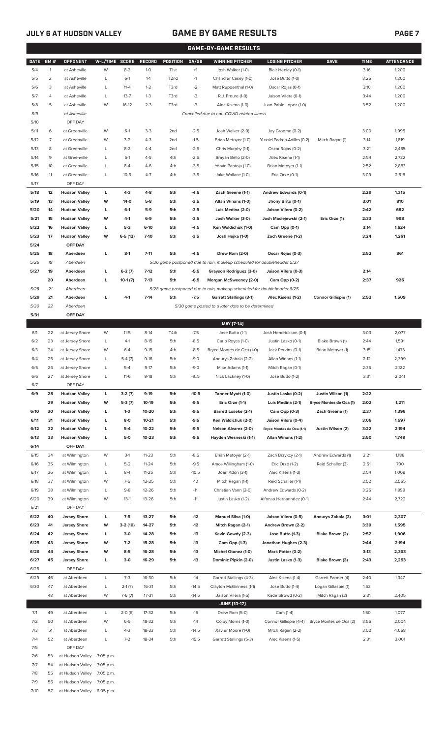## JULY 6 AT HUDSON VALLEY

# GAME BY GAME RESULTS

### GAME-BY-GAME RESULTS

| DATE | GM # | OPPONENT | W-L/TIME | SCORE | RECORD | POSITION | GA/GB | WINNING PITCHER | LOSING PITCHER | SAVE | TIME | ATTENDANCE |
|---|---|---|---|---|---|---|---|---|---|---|---|---|
| 5/4 | 1 | at Asheville | W | 8-2 | 1-0 | T1st | +1 | Josh Walker (1-0) | Blair Henley (0-1) | | 3:16 | 1,200 |
| 5/5 | 2 | at Asheville | L | 6-1 | 1-1 | T2nd | -1 | Chandler Casey (1-0) | Jose Butto (1-0) | | 3:26 | 1,200 |
| 5/6 | 3 | at Asheville | L | 11-4 | 1-2 | T3rd | -2 | Matt Ruppenthal (1-0) | Oscar Rojas (0-1) | | 3:10 | 1,200 |
| 5/7 | 4 | at Asheville | L | 13-7 | 1-3 | T3rd | -3 | R.J. Freure (1-0) | Jaison Vilera (0-1) | | 3:44 | 1,200 |
| 5/8 | 5 | at Asheville | W | 16-12 | 2-3 | T3rd | -3 | Alec Kisena (1-0) | Juan Pablo Lopez (1-0) | | 3:52 | 1,200 |
| 5/9 | | at Asheville | | | | | | *Cancelled due to non-COVID-related illness* | | | | |
| 5/10 | | OFF DAY | | | | | | | | | | |
| 5/11 | 6 | at Greenville | W | 6-1 | 3-3 | 2nd | -2.5 | Josh Walker (2-0) | Jay Groome (0-2) | | 3:00 | 1,995 |
| 5/12 | 7 | at Greenville | W | 3-2 | 4-3 | 2nd | -1.5 | Brian Metoyer (1-0) | Yusniel Padron-Artilles (0-2) | Mitch Ragan (1) | 3:14 | 1,819 |
| 5/13 | 8 | at Greenville | L | 8-2 | 4-4 | 2nd | -2.5 | Chris Murphy (1-1) | Oscar Rojas (0-2) | | 3:21 | 2,485 |
| 5/14 | 9 | at Greenville | L | 5-1 | 4-5 | 4th | -2.5 | Brayan Bello (2-0) | Alec Kisena (1-1) | | 2:54 | 2,732 |
| 5/15 | 10 | at Greenville | L | 8-4 | 4-6 | 4th | -3.5 | Yorvin Pantoja (1-0) | Brian Metoyer (1-1) | | 2:52 | 2,883 |
| 5/16 | 11 | at Greenville | L | 10-9 | 4-7 | 4th | -3.5 | Jake Wallace (1-0) | Eric Orze (0-1) | | 3:09 | 2,818 |
| 5/17 | | OFF DAY | | | | | | | | | | |
| **5/18** | **12** | **Hudson Valley** | **L** | **4-3** | **4-8** | **5th** | **-4.5** | **Zach Greene (1-1)** | **Andrew Edwards (0-1)** | | **2:29** | **1,315** |
| **5/19** | **13** | **Hudson Valley** | **W** | **14-0** | **5-8** | **5th** | **-3.5** | **Allan Winans (1-0)** | **Jhony Brito (0-1)** | | **3:01** | **810** |
| **5/20** | **14** | **Hudson Valley** | **L** | **6-1** | **5-9** | **5th** | **-3.5** | **Luis Medina (2-0)** | **Jaison Vilera (0-2)** | | **2:42** | **682** |
| **5/21** | **15** | **Hudson Valley** | **W** | **4-1** | **6-9** | **5th** | **-3.5** | **Josh Walker (3-0)** | **Josh Maciejewski (2-1)** | **Eric Orze (1)** | **2:33** | **998** |
| **5/22** | **16** | **Hudson Valley** | **L** | **5-3** | **6-10** | **5th** | **-4.5** | **Ken Waldichuk (1-0)** | **Cam Opp (0-1)** | | **3:14** | **1,624** |
| **5/23** | **17** | **Hudson Valley** | **W** | **6-5 (12)** | **7-10** | **5th** | **-3.5** | **Josh Hejka (1-0)** | **Zach Greene (1-2)** | | **3:24** | **1,261** |
| **5/24** | | **OFF DAY** | | | | | | | | | | |
| **5/25** | **18** | **Aberdeen** | **L** | **8-1** | **7-11** | **5th** | **-4.5** | **Drew Rom (2-0)** | **Oscar Rojas (0-3)** | | **2:52** | **861** |
| *5/26* | *19* | *Aberdeen* | | | | | | *5/26 game postponed due to rain, makeup scheduled for doubleheader 5/27* | | | | |
| **5/27** | **19** | **Aberdeen** | **L** | **6-2 (7)** | **7-12** | **5th** | **-5.5** | **Grayson Rodriguez (3-0)** | **Jaison Vilera (0-3)** | | **2:14** | |
| | **20** | **Aberdeen** | **L** | **10-1 (7)** | **7-13** | **5th** | **-6.5** | **Morgan McSweeney (2-0)** | **Cam Opp (0-2)** | | **2:37** | **926** |
| *5/28* | *21* | *Aberdeen* | | | | | | *5/28 game postponed due to rain, makeup scheduled for doubleheader 8/25* | | | | |
| **5/29** | **21** | **Aberdeen** | **L** | **4-1** | **7-14** | **5th** | **-7.5** | **Garrett Stallings (3-1)** | **Alec Kisena (1-2)** | **Connor Gillispie (1)** | **2:52** | **1,509** |
| *5/30* | *22* | *Aberdeen* | | | | | | *5/30 game posted to a later date to be determined* | | | | |
| **5/31** | | **OFF DAY** | | | | | | | | | | |
| | | | | | | | | **MAY [7-14]** | | | | |
| 6/1 | 22 | at Jersey Shore | W | 11-5 | 8-14 | T4th | -7.5 | Jose Butto (1-1) | Josh Hendrickson (0-1) | | 3:03 | 2,077 |
| 6/2 | 23 | at Jersey Shore | L | 4-1 | 8-15 | 5th | -8.5 | Carlo Reyes (1-0) | Justin Lasko (0-1) | Blake Brown (1) | 2:44 | 1,591 |
| 6/3 | 24 | at Jersey Shore | W | 6-4 | 9-15 | 4th | -8.5 | Bryce Montes de Oca (1-0) | Jack Perkins (0-1) | Brian Metoyer (1) | 3:15 | 1,473 |
| 6/4 | 25 | at Jersey Shore | L | 5-4 (7) | 9-16 | 5th | -9.0 | Aneurys Zabala (2-2) | Allan Winans (1-1) | | 2:12 | 2,399 |
| 6/5 | 26 | at Jersey Shore | L | 5-4 | 9-17 | 5th | -9.0 | Mike Adams (1-1) | Mitch Ragan (0-1) | | 2:36 | 2,122 |
| 6/6 | 27 | at Jersey Shore | L | 11-6 | 9-18 | 5th | -9..5 | Nick Lackney (1-0) | Jose Butto (1-2) | | 3:31 | 2,041 |
| 6/7 | | OFF DAY | | | | | | | | | | |
| **6/9** | **28** | **Hudson Valley** | **L** | **3-2 (7)** | **9-19** | **5th** | **-10.5** | **Tanner Myatt (1-0)** | **Justin Lasko (0-2)** | **Justin Wilson (1)** | **2:22** | |
| | **29** | **Hudson Valley** | **W** | **5-3 (7)** | **10-19** | **5th** | **-9.5** | **Eric Orze (1-1)** | **Luis Medina (2-1)** | **Bryce Montes de Oca (1)** | **2:02** | **1,211** |
| **6/10** | **30** | **Hudson Valley** | **L** | **1-0** | **10-20** | **5th** | **-9.5** | **Barrett Loseke (2-1)** | **Cam Opp (0-3)** | **Zach Greene (1)** | **2:37** | **1,396** |
| **6/11** | **31** | **Hudson Valley** | **L** | **8-0** | **10-21** | **5th** | **-9.5** | **Ken Waldichuk (2-0)** | **Jaison Vilera (0-4)** | | **3:06** | **1,597** |
| **6/12** | **32** | **Hudson Valley** | **L** | **5-4** | **10-22** | **5th** | **-9.5** | **Nelson Alvarez (2-0)** | **Bryce Montes de Oca (1-1)** | **Justin Wilson (2)** | **3:22** | **2,194** |
| **6/13** | **33** | **Hudson Valley** | **L** | **5-0** | **10-23** | **5th** | **-9.5** | **Hayden Wesneski (1-1)** | **Allan Winans (1-2)** | | **2:50** | **1,749** |
| **6/14** | | **OFF DAY** | | | | | | | | | | |
| 6/15 | 34 | at Wilmington | W | 3-1 | 11-23 | 5th | -8.5 | Brian Metoyer (2-1) | Zach Brzykcy (2-1) | Andrew Edwards (1) | 2:21 | 1,188 |
| 6/16 | 35 | at Wilmington | L | 5-2 | 11-24 | 5th | -9.5 | Amos Willingham (1-0) | Eric Orze (1-2) | Reid Schaller (3) | 2:51 | 700 |
| 6/17 | 36 | at Wilmington | L | 8-4 | 11-25 | 5th | -10.5 | Joan Adon (3-1) | Alec Kisena (1-3) | | 2:54 | 1,009 |
| 6/18 | 37 | at Wilmington | W | 7-5 | 12-25 | 5th | -10 | Mitch Ragan (1-1) | Reid Schaller (1-1) | | 2:52 | 2,565 |
| 6/19 | 38 | at Wilmington | L | 9-8 | 12-26 | 5th | -11 | Christian Vann (2-0) | Andrew Edwards (0-2) | | 3:26 | 1,899 |
| 6/20 | 39 | at Wilmington | W | 13-1 | 13-26 | 5th | -11 | Justin Lasko (1-2) | Alfonso Hernanndez (0-1) | | 2:44 | 2,722 |
| 6/21 | | OFF DAY | | | | | | | | | | |
| **6/22** | **40** | **Jersey Shore** | **L** | **7-5** | **13-27** | **5th** | **-12** | **Manuel Silva (1-0)** | **Jaison Vilera (0-5)** | **Aneurys Zabala (3)** | **3:01** | **2,307** |
| **6/23** | **41** | **Jersey Shore** | **W** | **3-2 (10)** | **14-27** | **5th** | **-12** | **Mitch Ragan (2-1)** | **Andrew Brown (2-2)** | | **3:30** | **1,595** |
| **6/24** | **42** | **Jersey Shore** | **L** | **3-0** | **14-28** | **5th** | **-13** | **Kevin Gowdy (2-3)** | **Jose Butto (1-3)** | **Blake Brown (2)** | **2:52** | **1,906** |
| **6/25** | **43** | **Jersey Shore** | **W** | **7-2** | **15-28** | **5th** | **-13** | **Cam Opp (1-3)** | **Jonathan Hughes (2-3)** | | **2:44** | **2,194** |
| **6/26** | **44** | **Jersey Shore** | **W** | **8-5** | **16-28** | **5th** | **-13** | **Michel Otanez (1-0)** | **Mark Potter (0-2)** | | **3:13** | **2,363** |
| **6/27** | **45** | **Jersey Shore** | **L** | **3-0** | **16-29** | **5th** | **-13** | **Dominic Pipkin (2-0)** | **Justin Lasko (1-3)** | **Blake Brown (3)** | **2:43** | **2,253** |
| 6/28 | | OFF DAY | | | | | | | | | | |
| 6/29 | 46 | at Aberdeen | L | 7-3 | 16-30 | 5th | -14 | Garrett Stallings (4-3) | Alec Kisena (1-4) | Garrett Farmer (4) | 2:40 | 1,347 |
| 6/30 | 47 | at Aberdeen | L | 2-1 (7) | 16-31 | 5th | -14.5 | Clayton McGinness (1-1) | Jose Butto (1-4) | Logan Gillaspie (1) | 1:53 | |
| | 48 | at Aberdeen | W | 7-6 (7) | 17-31 | 5th | -14.5 | Jaison Vilera (1-5) | Kade Strowd (0-2) | Mitch Ragan (2) | 2:31 | 2,405 |
| | | | | | | | | **JUNE [10-17]** | | | | |
| 7/1 | 49 | at Aberdeen | L | 2-0 (6) | 17-32 | 5th | -15 | Drew Rom (5-0) | Cam (1-4) | | 1:50 | 1,077 |
| 7/2 | 50 | at Aberdeen | W | 6-5 | 18-32 | 5th | -14 | Colby Morris (1-0) | Connor Gillispie (4-4) | Bryce Montes de Oca (2) | 3:56 | 2,004 |
| 7/3 | 51 | at Aberdeen | L | 4-3 | 18-33 | 5th | -14.5 | Xavier Moore (1-0) | Mitch Ragan (2-2) | | 3:00 | 4,668 |
| 7/4 | 52 | at Aberdeen | L | 7-2 | 18-34 | 5th | -15.5 | Garrett Stallings (5-3) | Alec Kisena (1-5) | | 2:31 | 3,001 |
| 7/5 | | OFF DAY | | | | | | | | | | |
| 7/6 | 53 | at Hudson Valley | 7:05 p.m. | | | | | | | | | |
| 7/7 | 54 | at Hudson Valley | 7:05 p.m. | | | | | | | | | |
| 7/8 | 55 | at Hudson Valley | 7:05 p.m. | | | | | | | | | |
| 7/9 | 56 | at Hudson Valley | 7:05 p.m. | | | | | | | | | |
| 7/10 | 57 | at Hudson Valley | 6:05 p.m. | | | | | | | | | |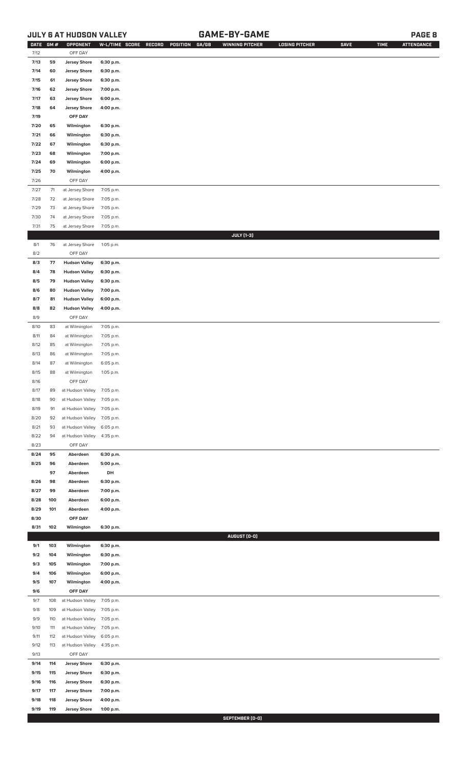**JULY 6 AT HUDSON VALLEY**

## GAME-BY-GAME

| DATE | GM # | OPPONENT | W-L/TIME | SCORE | RECORD | POSITION | GA/GB | WINNING PITCHER | LOSING PITCHER | SAVE | TIME | ATTENDANCE |
|---|---|---|---|---|---|---|---|---|---|---|---|---|
| 7/12 | | OFF DAY | | | | | | | | | | |
| 7/13 | 59 | Jersey Shore | 6:30 p.m. | | | | | | | | | |
| 7/14 | 60 | Jersey Shore | 6:30 p.m. | | | | | | | | | |
| 7/15 | 61 | Jersey Shore | 6:30 p.m. | | | | | | | | | |
| 7/16 | 62 | Jersey Shore | 7:00 p.m. | | | | | | | | | |
| 7/17 | 63 | Jersey Shore | 6:00 p.m. | | | | | | | | | |
| 7/18 | 64 | Jersey Shore | 4:00 p.m. | | | | | | | | | |
| 7/19 | | OFF DAY | | | | | | | | | | |
| 7/20 | 65 | Wilmington | 6:30 p.m. | | | | | | | | | |
| 7/21 | 66 | Wilmington | 6:30 p.m. | | | | | | | | | |
| 7/22 | 67 | Wilmington | 6:30 p.m. | | | | | | | | | |
| 7/23 | 68 | Wilmington | 7:00 p.m. | | | | | | | | | |
| 7/24 | 69 | Wilmington | 6:00 p.m. | | | | | | | | | |
| 7/25 | 70 | Wilmington | 4:00 p.m. | | | | | | | | | |
| 7/26 | | OFF DAY | | | | | | | | | | |
| 7/27 | 71 | at Jersey Shore | 7:05 p.m. | | | | | | | | | |
| 7/28 | 72 | at Jersey Shore | 7:05 p.m. | | | | | | | | | |
| 7/29 | 73 | at Jersey Shore | 7:05 p.m. | | | | | | | | | |
| 7/30 | 74 | at Jersey Shore | 7:05 p.m. | | | | | | | | | |
| 7/31 | 75 | at Jersey Shore | 7:05 p.m. | | | | | | | | | |
| | | | | | | | | **JULY (1-3)** | | | | |
| 8/1 | 76 | at Jersey Shore | 1:05 p.m. | | | | | | | | | |
| 8/2 | | OFF DAY | | | | | | | | | | |
| 8/3 | 77 | Hudson Valley | 6:30 p.m. | | | | | | | | | |
| 8/4 | 78 | Hudson Valley | 6:30 p.m. | | | | | | | | | |
| 8/5 | 79 | Hudson Valley | 6:30 p.m. | | | | | | | | | |
| 8/6 | 80 | Hudson Valley | 7:00 p.m. | | | | | | | | | |
| 8/7 | 81 | Hudson Valley | 6:00 p.m. | | | | | | | | | |
| 8/8 | 82 | Hudson Valley | 4:00 p.m. | | | | | | | | | |
| 8/9 | | OFF DAY | | | | | | | | | | |
| 8/10 | 83 | at Wilmington | 7:05 p.m. | | | | | | | | | |
| 8/11 | 84 | at Wilmington | 7:05 p.m. | | | | | | | | | |
| 8/12 | 85 | at Wilmington | 7:05 p.m. | | | | | | | | | |
| 8/13 | 86 | at Wilmington | 7:05 p.m. | | | | | | | | | |
| 8/14 | 87 | at Wilmington | 6:05 p.m. | | | | | | | | | |
| 8/15 | 88 | at Wilmington | 1:05 p.m. | | | | | | | | | |
| 8/16 | | OFF DAY | | | | | | | | | | |
| 8/17 | 89 | at Hudson Valley | 7:05 p.m. | | | | | | | | | |
| 8/18 | 90 | at Hudson Valley | 7:05 p.m. | | | | | | | | | |
| 8/19 | 91 | at Hudson Valley | 7:05 p.m. | | | | | | | | | |
| 8/20 | 92 | at Hudson Valley | 7:05 p.m. | | | | | | | | | |
| 8/21 | 93 | at Hudson Valley | 6:05 p.m. | | | | | | | | | |
| 8/22 | 94 | at Hudson Valley | 4:35 p.m. | | | | | | | | | |
| 8/23 | | OFF DAY | | | | | | | | | | |
| 8/24 | 95 | Aberdeen | 6:30 p.m. | | | | | | | | | |
| 8/25 | 96 | Aberdeen | 5:00 p.m. | | | | | | | | | |
| | 97 | Aberdeen | DH | | | | | | | | | |
| 8/26 | 98 | Aberdeen | 6:30 p.m. | | | | | | | | | |
| 8/27 | 99 | Aberdeen | 7:00 p.m. | | | | | | | | | |
| 8/28 | 100 | Aberdeen | 6:00 p.m. | | | | | | | | | |
| 8/29 | 101 | Aberdeen | 4:00 p.m. | | | | | | | | | |
| 8/30 | | OFF DAY | | | | | | | | | | |
| 8/31 | 102 | Wilmington | 6:30 p.m. | | | | | | | | | |
| | | | | | | | | **AUGUST (0-0)** | | | | |
| 9/1 | 103 | Wilmington | 6:30 p.m. | | | | | | | | | |
| 9/2 | 104 | Wilmington | 6:30 p.m. | | | | | | | | | |
| 9/3 | 105 | Wilmington | 7:00 p.m. | | | | | | | | | |
| 9/4 | 106 | Wilmington | 6:00 p.m. | | | | | | | | | |
| 9/5 | 107 | Wilmington | 4:00 p.m. | | | | | | | | | |
| 9/6 | | OFF DAY | | | | | | | | | | |
| 9/7 | 108 | at Hudson Valley | 7:05 p.m. | | | | | | | | | |
| 9/8 | 109 | at Hudson Valley | 7:05 p.m. | | | | | | | | | |
| 9/9 | 110 | at Hudson Valley | 7:05 p.m. | | | | | | | | | |
| 9/10 | 111 | at Hudson Valley | 7:05 p.m. | | | | | | | | | |
| 9/11 | 112 | at Hudson Valley | 6:05 p.m. | | | | | | | | | |
| 9/12 | 113 | at Hudson Valley | 4:35 p.m. | | | | | | | | | |
| 9/13 | | OFF DAY | | | | | | | | | | |
| 9/14 | 114 | Jersey Shore | 6:30 p.m. | | | | | | | | | |
| 9/15 | 115 | Jersey Shore | 6:30 p.m. | | | | | | | | | |
| 9/16 | 116 | Jersey Shore | 6:30 p.m. | | | | | | | | | |
| 9/17 | 117 | Jersey Shore | 7:00 p.m. | | | | | | | | | |
| 9/18 | 118 | Jersey Shore | 4:00 p.m. | | | | | | | | | |
| 9/19 | 119 | Jersey Shore | 1:00 p.m. | | | | | | | | | |
| | | | | | | | | **SEPTEMBER (0-0)** | | | | |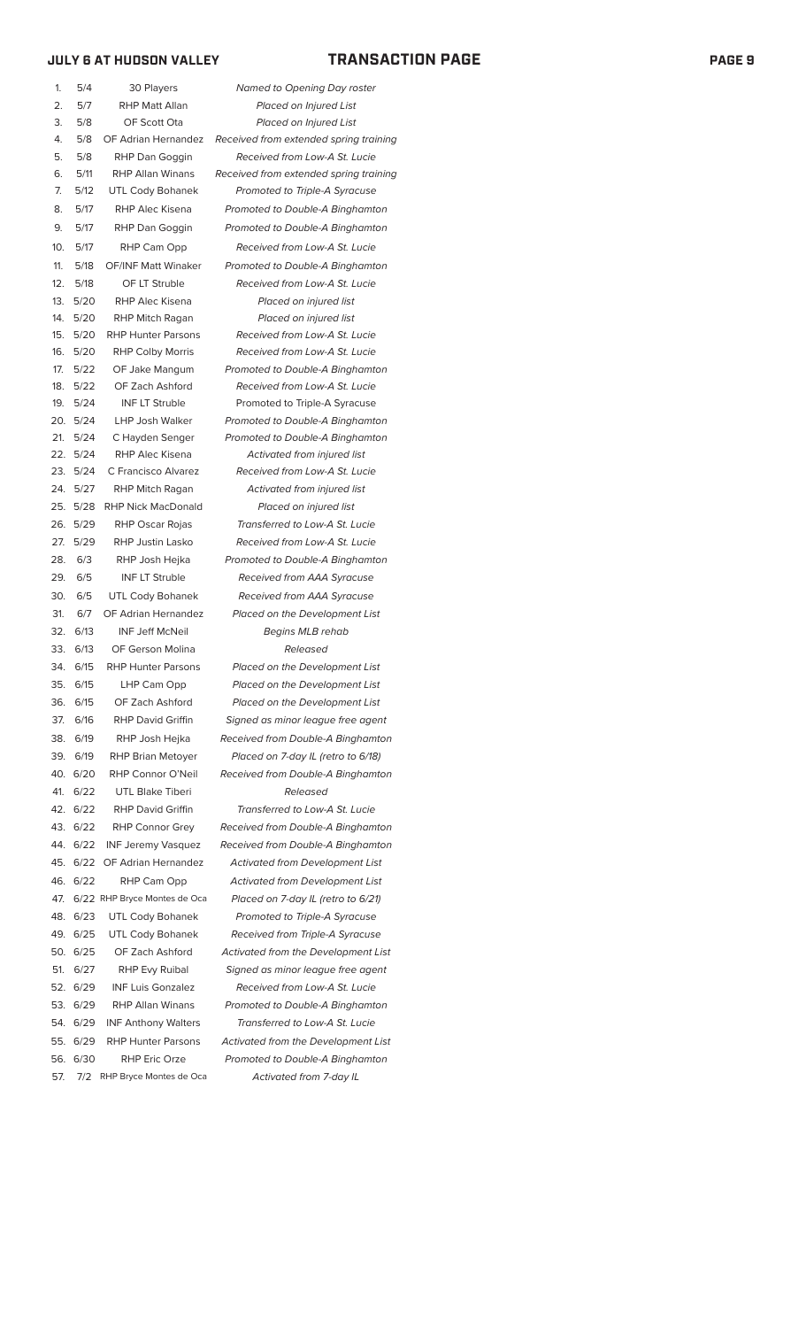## TRANSACTION PAGE

| | | | |
|---|---|---|---|
| 1. | 5/4 | 30 Players | *Named to Opening Day roster* |
| 2. | 5/7 | RHP Matt Allan | *Placed on Injured List* |
| 3. | 5/8 | OF Scott Ota | *Placed on Injured List* |
| 4. | 5/8 | OF Adrian Hernandez | *Received from extended spring training* |
| 5. | 5/8 | RHP Dan Goggin | *Received from Low-A St. Lucie* |
| 6. | 5/11 | RHP Allan Winans | *Received from extended spring training* |
| 7. | 5/12 | UTL Cody Bohanek | *Promoted to Triple-A Syracuse* |
| 8. | 5/17 | RHP Alec Kisena | *Promoted to Double-A Binghamton* |
| 9. | 5/17 | RHP Dan Goggin | *Promoted to Double-A Binghamton* |
| 10. | 5/17 | RHP Cam Opp | *Received from Low-A St. Lucie* |
| 11. | 5/18 | OF/INF Matt Winaker | *Promoted to Double-A Binghamton* |
| 12. | 5/18 | OF LT Struble | *Received from Low-A St. Lucie* |
| 13. | 5/20 | RHP Alec Kisena | *Placed on injured list* |
| 14. | 5/20 | RHP Mitch Ragan | *Placed on injured list* |
| 15. | 5/20 | RHP Hunter Parsons | *Received from Low-A St. Lucie* |
| 16. | 5/20 | RHP Colby Morris | *Received from Low-A St. Lucie* |
| 17. | 5/22 | OF Jake Mangum | *Promoted to Double-A Binghamton* |
| 18. | 5/22 | OF Zach Ashford | *Received from Low-A St. Lucie* |
| 19. | 5/24 | INF LT Struble | Promoted to Triple-A Syracuse |
| 20. | 5/24 | LHP Josh Walker | *Promoted to Double-A Binghamton* |
| 21. | 5/24 | C Hayden Senger | *Promoted to Double-A Binghamton* |
| 22. | 5/24 | RHP Alec Kisena | *Activated from injured list* |
| 23. | 5/24 | C Francisco Alvarez | *Received from Low-A St. Lucie* |
| 24. | 5/27 | RHP Mitch Ragan | *Activated from injured list* |
| 25. | 5/28 | RHP Nick MacDonald | *Placed on injured list* |
| 26. | 5/29 | RHP Oscar Rojas | *Transferred to Low-A St. Lucie* |
| 27. | 5/29 | RHP Justin Lasko | *Received from Low-A St. Lucie* |
| 28. | 6/3 | RHP Josh Hejka | *Promoted to Double-A Binghamton* |
| 29. | 6/5 | INF LT Struble | *Received from AAA Syracuse* |
| 30. | 6/5 | UTL Cody Bohanek | *Received from AAA Syracuse* |
| 31. | 6/7 | OF Adrian Hernandez | *Placed on the Development List* |
| 32. | 6/13 | INF Jeff McNeil | *Begins MLB rehab* |
| 33. | 6/13 | OF Gerson Molina | *Released* |
| 34. | 6/15 | RHP Hunter Parsons | *Placed on the Development List* |
| 35. | 6/15 | LHP Cam Opp | *Placed on the Development List* |
| 36. | 6/15 | OF Zach Ashford | *Placed on the Development List* |
| 37. | 6/16 | RHP David Griffin | *Signed as minor league free agent* |
| 38. | 6/19 | RHP Josh Hejka | *Received from Double-A Binghamton* |
| 39. | 6/19 | RHP Brian Metoyer | *Placed on 7-day IL (retro to 6/18)* |
| 40. | 6/20 | RHP Connor O'Neil | *Received from Double-A Binghamton* |
| 41. | 6/22 | UTL Blake Tiberi | *Released* |
| 42. | 6/22 | RHP David Griffin | *Transferred to Low-A St. Lucie* |
| 43. | 6/22 | RHP Connor Grey | *Received from Double-A Binghamton* |
| 44. | 6/22 | INF Jeremy Vasquez | *Received from Double-A Binghamton* |
| 45. | 6/22 | OF Adrian Hernandez | *Activated from Development List* |
| 46. | 6/22 | RHP Cam Opp | *Activated from Development List* |
| 47. | 6/22 | RHP Bryce Montes de Oca | *Placed on 7-day IL (retro to 6/21)* |
| 48. | 6/23 | UTL Cody Bohanek | *Promoted to Triple-A Syracuse* |
| 49. | 6/25 | UTL Cody Bohanek | *Received from Triple-A Syracuse* |
| 50. | 6/25 | OF Zach Ashford | *Activated from the Development List* |
| 51. | 6/27 | RHP Evy Ruibal | *Signed as minor league free agent* |
| 52. | 6/29 | INF Luis Gonzalez | *Received from Low-A St. Lucie* |
| 53. | 6/29 | RHP Allan Winans | *Promoted to Double-A Binghamton* |
| 54. | 6/29 | INF Anthony Walters | *Transferred to Low-A St. Lucie* |
| 55. | 6/29 | RHP Hunter Parsons | *Activated from the Development List* |
| 56. | 6/30 | RHP Eric Orze | *Promoted to Double-A Binghamton* |
| 57. | 7/2 | RHP Bryce Montes de Oca | *Activated from 7-day IL* |